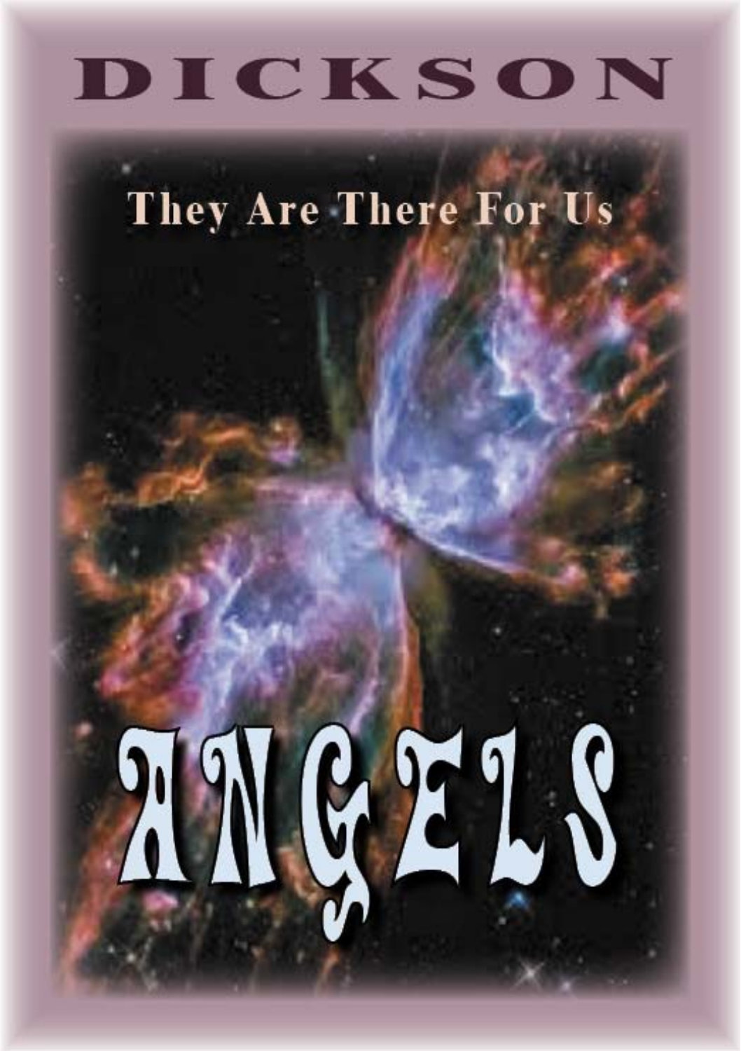# DICKSON

They Are There For Us

# ANGELS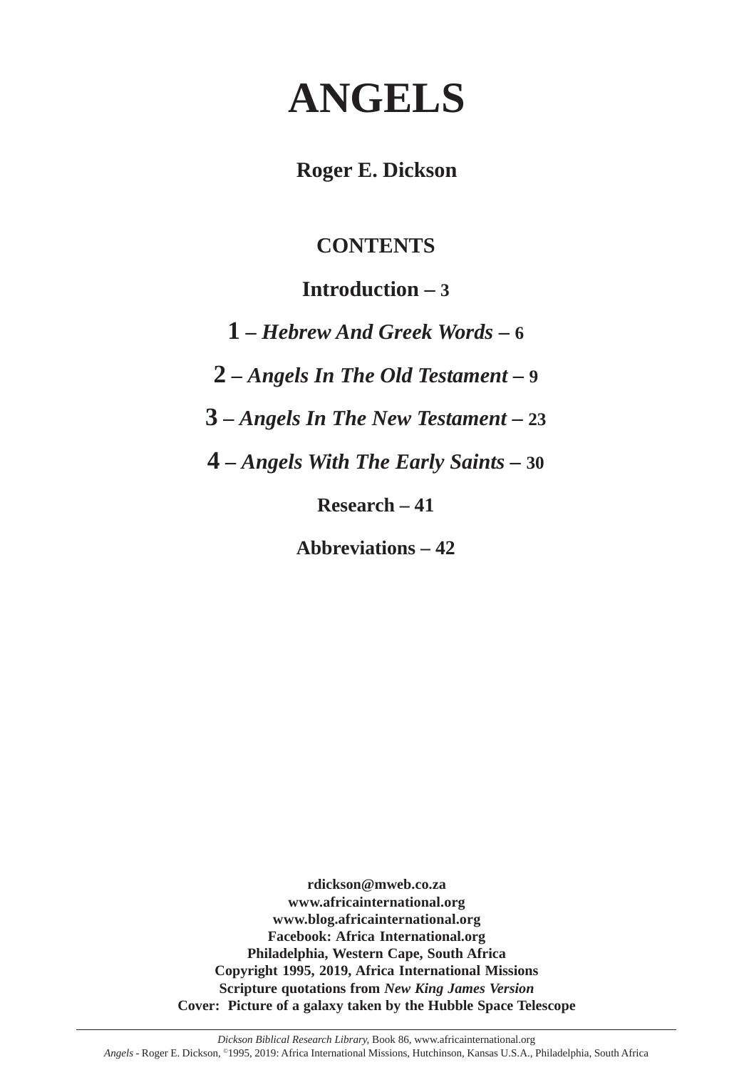# ANGELS

**Roger E. Dickson**

## CONTENTS

**Introduction – 3**

**1 – *Hebrew And Greek Words* – 6**

**2 – *Angels In The Old Testament* – 9**

**3 – *Angels In The New Testament* – 23**

**4 – *Angels With The Early Saints* – 30**

**Research – 41**

**Abbreviations – 42**

**rdickson@mweb.co.za**
**www.africainternational.org**
**www.blog.africainternational.org**
**Facebook: Africa International.org**
**Philadelphia, Western Cape, South Africa**
**Copyright 1995, 2019, Africa International Missions**
**Scripture quotations from *New King James Version***
**Cover: Picture of a galaxy taken by the Hubble Space Telescope**

*Dickson Biblical Research Library*, Book 86, www.africainternational.org
*Angels* - Roger E. Dickson, ©1995, 2019: Africa International Missions, Hutchinson, Kansas U.S.A., Philadelphia, South Africa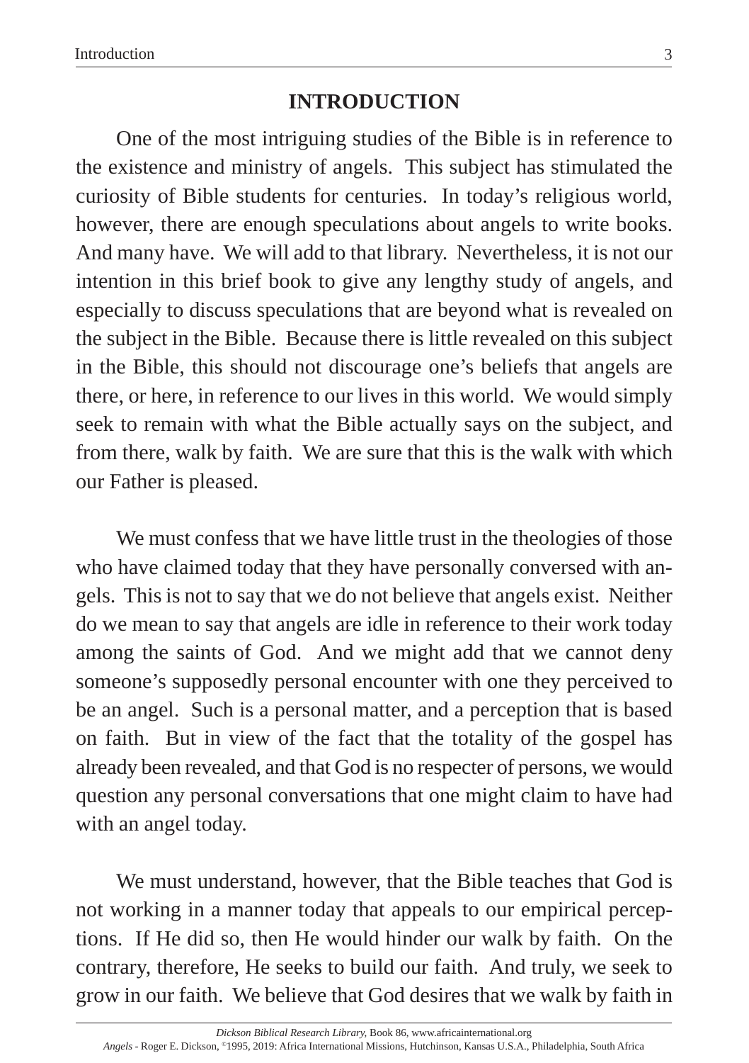# INTRODUCTION

One of the most intriguing studies of the Bible is in reference to the existence and ministry of angels. This subject has stimulated the curiosity of Bible students for centuries. In today's religious world, however, there are enough speculations about angels to write books. And many have. We will add to that library. Nevertheless, it is not our intention in this brief book to give any lengthy study of angels, and especially to discuss speculations that are beyond what is revealed on the subject in the Bible. Because there is little revealed on this subject in the Bible, this should not discourage one's beliefs that angels are there, or here, in reference to our lives in this world. We would simply seek to remain with what the Bible actually says on the subject, and from there, walk by faith. We are sure that this is the walk with which our Father is pleased.

We must confess that we have little trust in the theologies of those who have claimed today that they have personally conversed with angels. This is not to say that we do not believe that angels exist. Neither do we mean to say that angels are idle in reference to their work today among the saints of God. And we might add that we cannot deny someone's supposedly personal encounter with one they perceived to be an angel. Such is a personal matter, and a perception that is based on faith. But in view of the fact that the totality of the gospel has already been revealed, and that God is no respecter of persons, we would question any personal conversations that one might claim to have had with an angel today.

We must understand, however, that the Bible teaches that God is not working in a manner today that appeals to our empirical perceptions. If He did so, then He would hinder our walk by faith. On the contrary, therefore, He seeks to build our faith. And truly, we seek to grow in our faith. We believe that God desires that we walk by faith in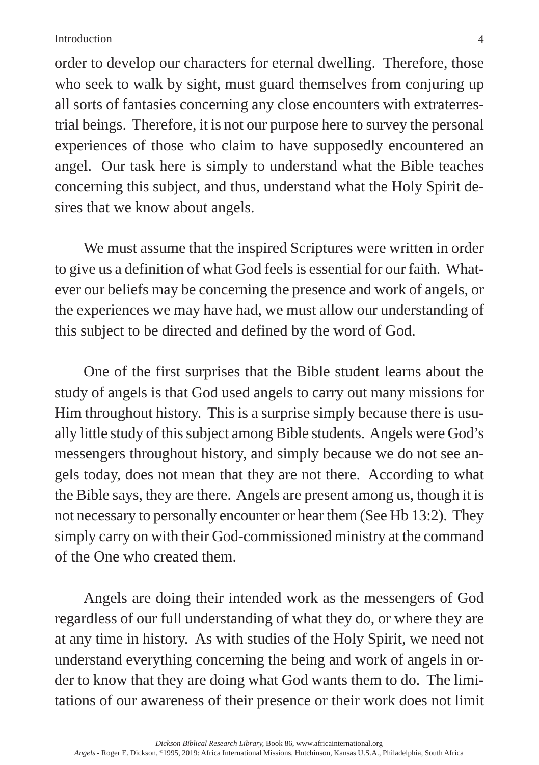order to develop our characters for eternal dwelling. Therefore, those who seek to walk by sight, must guard themselves from conjuring up all sorts of fantasies concerning any close encounters with extraterrestrial beings. Therefore, it is not our purpose here to survey the personal experiences of those who claim to have supposedly encountered an angel. Our task here is simply to understand what the Bible teaches concerning this subject, and thus, understand what the Holy Spirit desires that we know about angels.

We must assume that the inspired Scriptures were written in order to give us a definition of what God feels is essential for our faith. Whatever our beliefs may be concerning the presence and work of angels, or the experiences we may have had, we must allow our understanding of this subject to be directed and defined by the word of God.

One of the first surprises that the Bible student learns about the study of angels is that God used angels to carry out many missions for Him throughout history. This is a surprise simply because there is usually little study of this subject among Bible students. Angels were God's messengers throughout history, and simply because we do not see angels today, does not mean that they are not there. According to what the Bible says, they are there. Angels are present among us, though it is not necessary to personally encounter or hear them (See Hb 13:2). They simply carry on with their God-commissioned ministry at the command of the One who created them.

Angels are doing their intended work as the messengers of God regardless of our full understanding of what they do, or where they are at any time in history. As with studies of the Holy Spirit, we need not understand everything concerning the being and work of angels in order to know that they are doing what God wants them to do. The limitations of our awareness of their presence or their work does not limit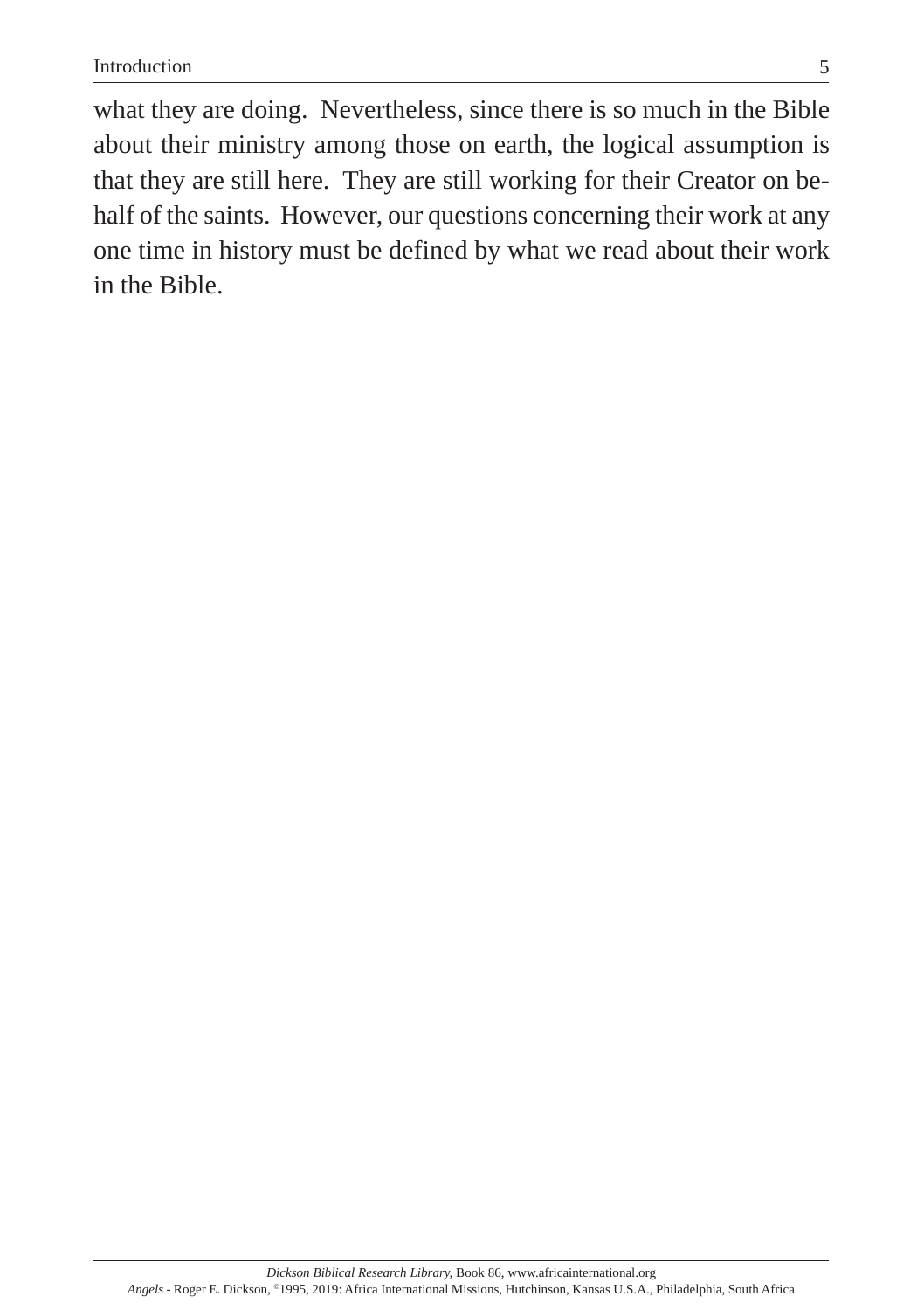what they are doing. Nevertheless, since there is so much in the Bible about their ministry among those on earth, the logical assumption is that they are still here. They are still working for their Creator on behalf of the saints. However, our questions concerning their work at any one time in history must be defined by what we read about their work in the Bible.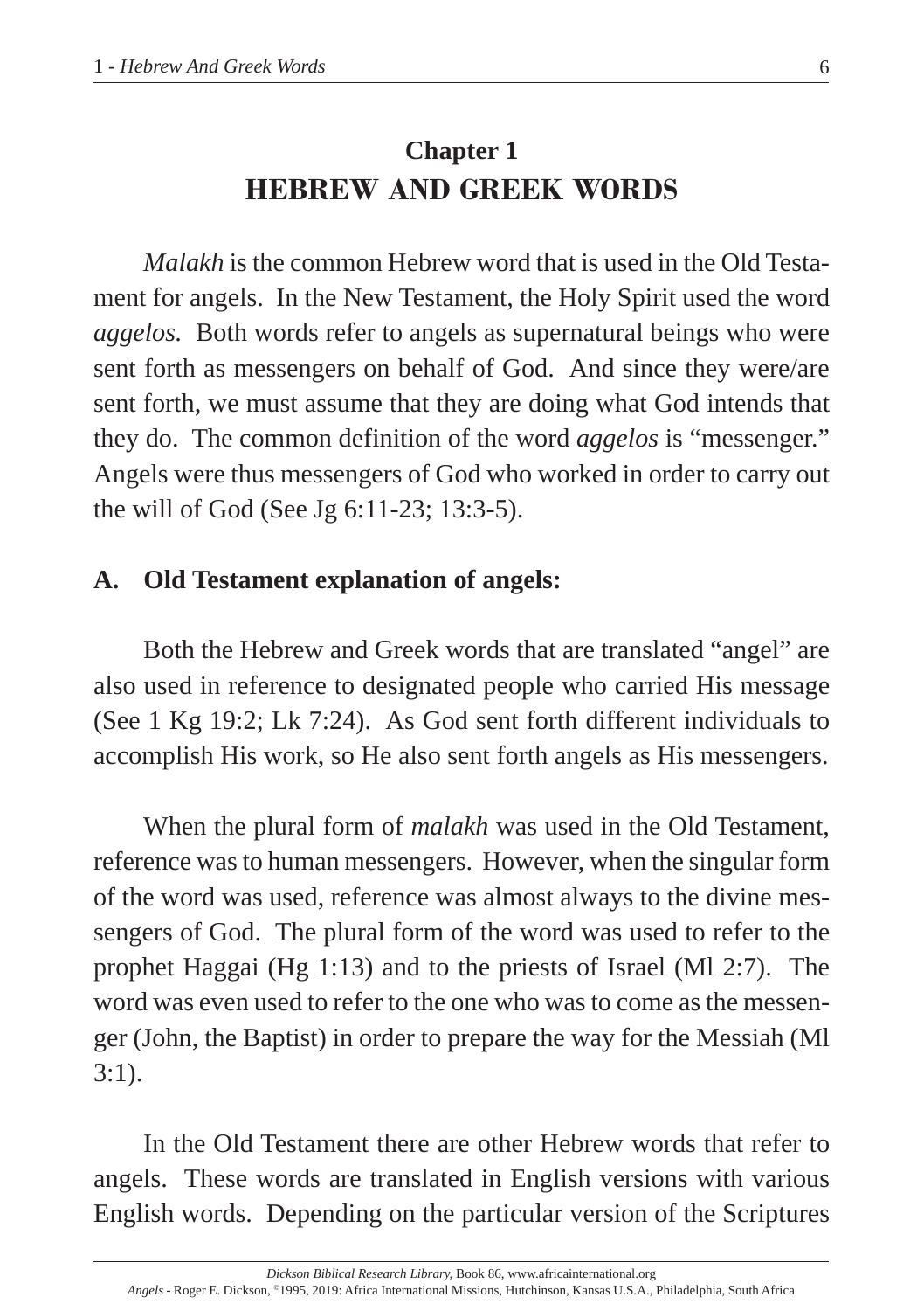# Chapter 1
# HEBREW AND GREEK WORDS

*Malakh* is the common Hebrew word that is used in the Old Testament for angels. In the New Testament, the Holy Spirit used the word *aggelos.* Both words refer to angels as supernatural beings who were sent forth as messengers on behalf of God. And since they were/are sent forth, we must assume that they are doing what God intends that they do. The common definition of the word *aggelos* is "messenger." Angels were thus messengers of God who worked in order to carry out the will of God (See Jg 6:11-23; 13:3-5).

## A. Old Testament explanation of angels:

Both the Hebrew and Greek words that are translated "angel" are also used in reference to designated people who carried His message (See 1 Kg 19:2; Lk 7:24). As God sent forth different individuals to accomplish His work, so He also sent forth angels as His messengers.

When the plural form of *malakh* was used in the Old Testament, reference was to human messengers. However, when the singular form of the word was used, reference was almost always to the divine messengers of God. The plural form of the word was used to refer to the prophet Haggai (Hg 1:13) and to the priests of Israel (Ml 2:7). The word was even used to refer to the one who was to come as the messenger (John, the Baptist) in order to prepare the way for the Messiah (Ml 3:1).

In the Old Testament there are other Hebrew words that refer to angels. These words are translated in English versions with various English words. Depending on the particular version of the Scriptures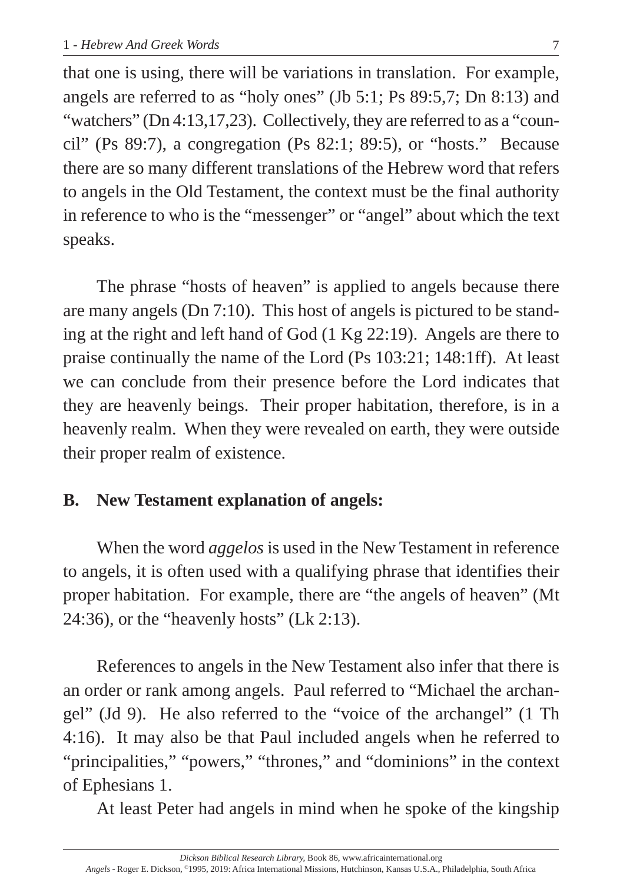that one is using, there will be variations in translation. For example, angels are referred to as "holy ones" (Jb 5:1; Ps 89:5,7; Dn 8:13) and "watchers" (Dn 4:13,17,23). Collectively, they are referred to as a "council" (Ps 89:7), a congregation (Ps 82:1; 89:5), or "hosts." Because there are so many different translations of the Hebrew word that refers to angels in the Old Testament, the context must be the final authority in reference to who is the "messenger" or "angel" about which the text speaks.

The phrase "hosts of heaven" is applied to angels because there are many angels (Dn 7:10). This host of angels is pictured to be standing at the right and left hand of God (1 Kg 22:19). Angels are there to praise continually the name of the Lord (Ps 103:21; 148:1ff). At least we can conclude from their presence before the Lord indicates that they are heavenly beings. Their proper habitation, therefore, is in a heavenly realm. When they were revealed on earth, they were outside their proper realm of existence.

## B. New Testament explanation of angels:

When the word *aggelos* is used in the New Testament in reference to angels, it is often used with a qualifying phrase that identifies their proper habitation. For example, there are "the angels of heaven" (Mt 24:36), or the "heavenly hosts" (Lk 2:13).

References to angels in the New Testament also infer that there is an order or rank among angels. Paul referred to "Michael the archangel" (Jd 9). He also referred to the "voice of the archangel" (1 Th 4:16). It may also be that Paul included angels when he referred to "principalities," "powers," "thrones," and "dominions" in the context of Ephesians 1.

At least Peter had angels in mind when he spoke of the kingship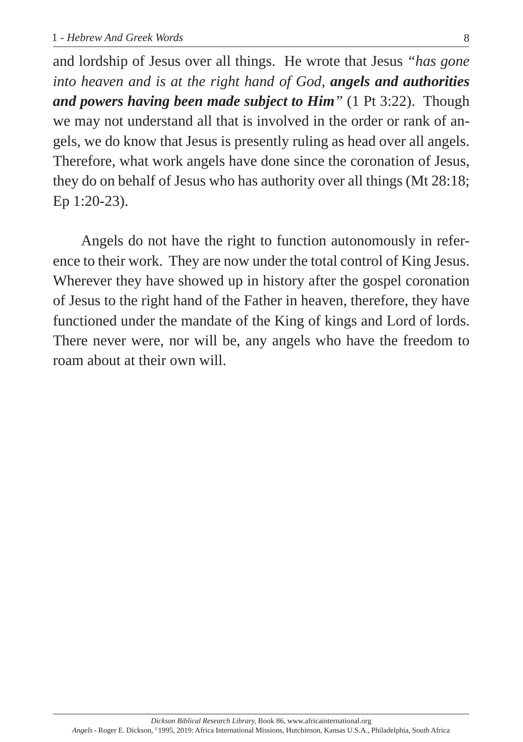and lordship of Jesus over all things. He wrote that Jesus *"has gone into heaven and is at the right hand of God, **angels and authorities and powers having been made subject to Him**"* (1 Pt 3:22). Though we may not understand all that is involved in the order or rank of angels, we do know that Jesus is presently ruling as head over all angels. Therefore, what work angels have done since the coronation of Jesus, they do on behalf of Jesus who has authority over all things (Mt 28:18; Ep 1:20-23).

Angels do not have the right to function autonomously in reference to their work. They are now under the total control of King Jesus. Wherever they have showed up in history after the gospel coronation of Jesus to the right hand of the Father in heaven, therefore, they have functioned under the mandate of the King of kings and Lord of lords. There never were, nor will be, any angels who have the freedom to roam about at their own will.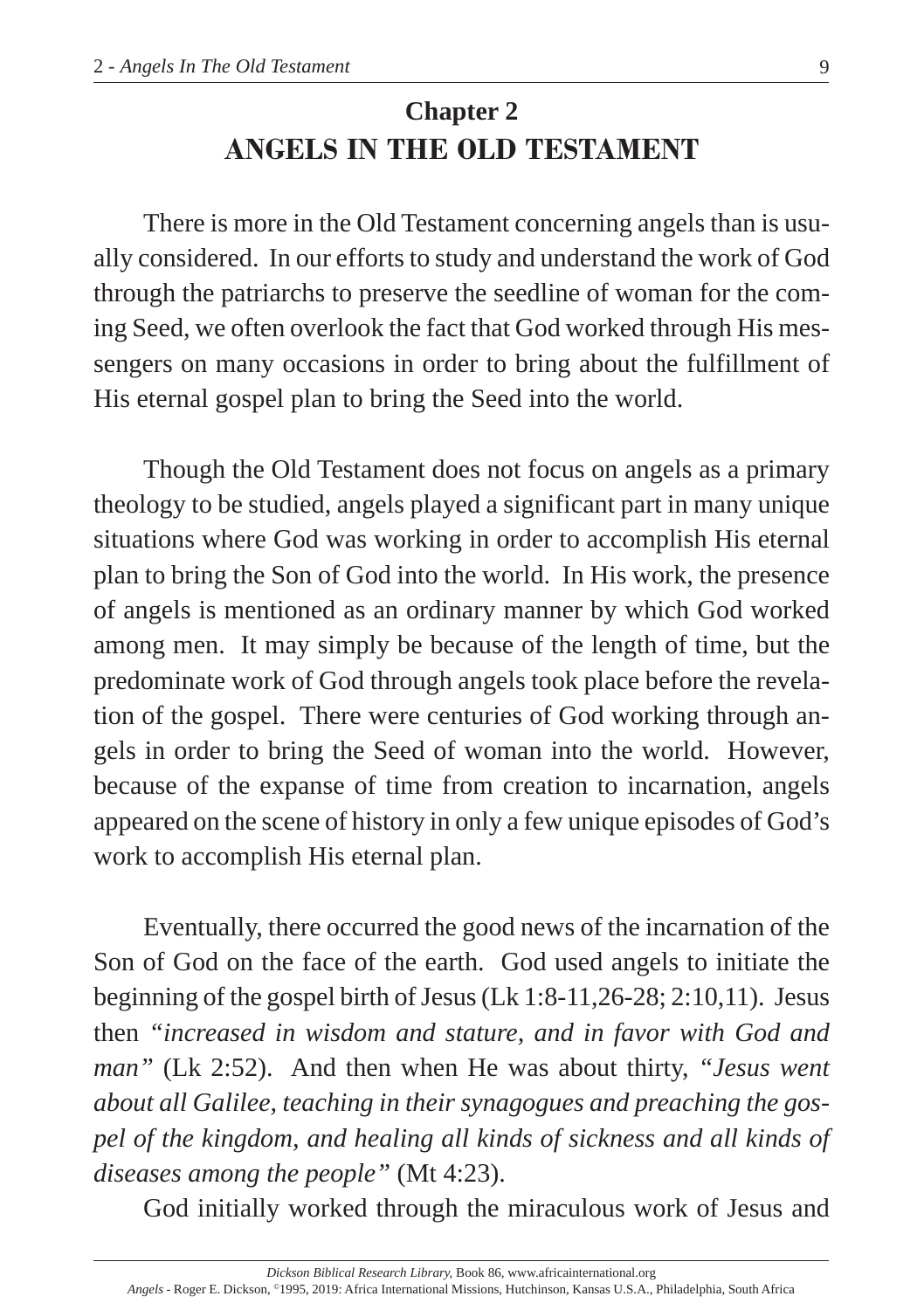# Chapter 2
# ANGELS IN THE OLD TESTAMENT

There is more in the Old Testament concerning angels than is usually considered. In our efforts to study and understand the work of God through the patriarchs to preserve the seedline of woman for the coming Seed, we often overlook the fact that God worked through His messengers on many occasions in order to bring about the fulfillment of His eternal gospel plan to bring the Seed into the world.

Though the Old Testament does not focus on angels as a primary theology to be studied, angels played a significant part in many unique situations where God was working in order to accomplish His eternal plan to bring the Son of God into the world. In His work, the presence of angels is mentioned as an ordinary manner by which God worked among men. It may simply be because of the length of time, but the predominate work of God through angels took place before the revelation of the gospel. There were centuries of God working through angels in order to bring the Seed of woman into the world. However, because of the expanse of time from creation to incarnation, angels appeared on the scene of history in only a few unique episodes of God's work to accomplish His eternal plan.

Eventually, there occurred the good news of the incarnation of the Son of God on the face of the earth. God used angels to initiate the beginning of the gospel birth of Jesus (Lk 1:8-11,26-28; 2:10,11). Jesus then *"increased in wisdom and stature, and in favor with God and man"* (Lk 2:52). And then when He was about thirty, *"Jesus went about all Galilee, teaching in their synagogues and preaching the gospel of the kingdom, and healing all kinds of sickness and all kinds of diseases among the people"* (Mt 4:23).

God initially worked through the miraculous work of Jesus and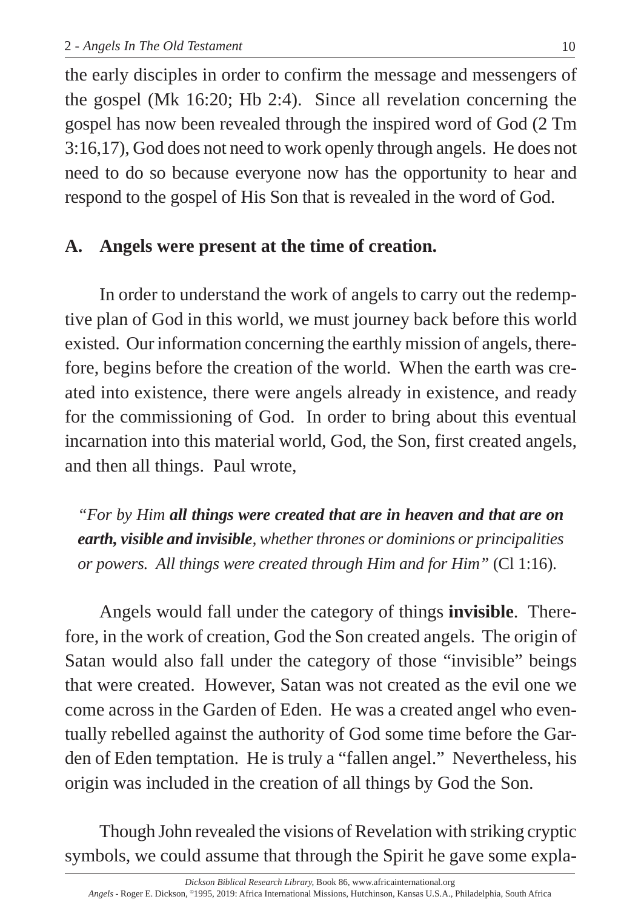the early disciples in order to confirm the message and messengers of the gospel (Mk 16:20; Hb 2:4). Since all revelation concerning the gospel has now been revealed through the inspired word of God (2 Tm 3:16,17), God does not need to work openly through angels. He does not need to do so because everyone now has the opportunity to hear and respond to the gospel of His Son that is revealed in the word of God.

## A. Angels were present at the time of creation.

In order to understand the work of angels to carry out the redemptive plan of God in this world, we must journey back before this world existed. Our information concerning the earthly mission of angels, therefore, begins before the creation of the world. When the earth was created into existence, there were angels already in existence, and ready for the commissioning of God. In order to bring about this eventual incarnation into this material world, God, the Son, first created angels, and then all things. Paul wrote,

> *"For by Him **all things were created that are in heaven and that are on earth, visible and invisible**, whether thrones or dominions or principalities or powers. All things were created through Him and for Him"* (Cl 1:16).

Angels would fall under the category of things **invisible**. Therefore, in the work of creation, God the Son created angels. The origin of Satan would also fall under the category of those "invisible" beings that were created. However, Satan was not created as the evil one we come across in the Garden of Eden. He was a created angel who eventually rebelled against the authority of God some time before the Garden of Eden temptation. He is truly a "fallen angel." Nevertheless, his origin was included in the creation of all things by God the Son.

Though John revealed the visions of Revelation with striking cryptic symbols, we could assume that through the Spirit he gave some expla-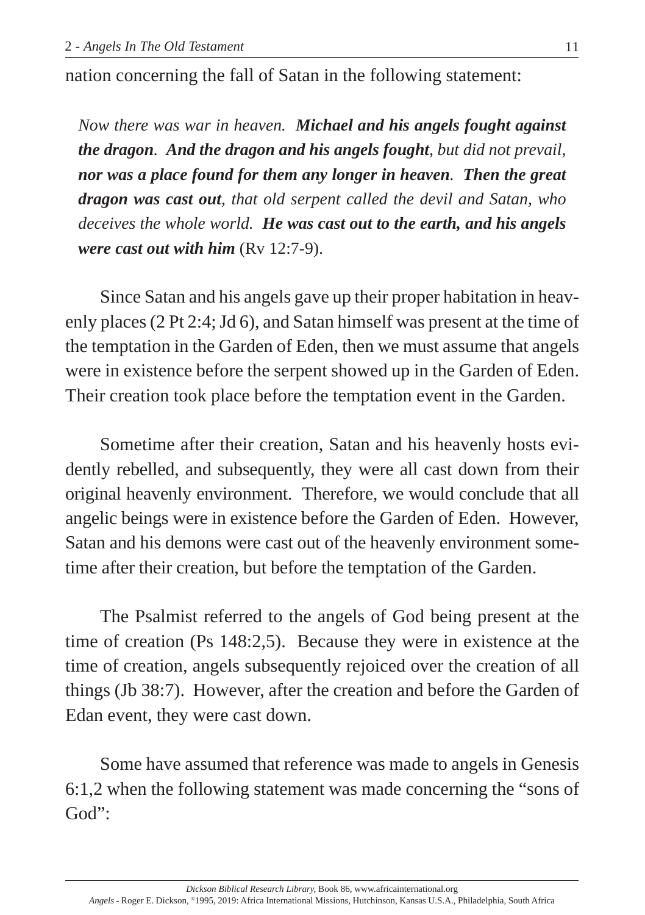nation concerning the fall of Satan in the following statement:

> *Now there was war in heaven.* ***Michael and his angels fought against the dragon****.* ***And the dragon and his angels fought****, but did not prevail,* ***nor was a place found for them any longer in heaven****.* ***Then the great dragon was cast out****, that old serpent called the devil and Satan, who deceives the whole world.* ***He was cast out to the earth, and his angels were cast out with him*** (Rv 12:7-9).

Since Satan and his angels gave up their proper habitation in heavenly places (2 Pt 2:4; Jd 6), and Satan himself was present at the time of the temptation in the Garden of Eden, then we must assume that angels were in existence before the serpent showed up in the Garden of Eden. Their creation took place before the temptation event in the Garden.

Sometime after their creation, Satan and his heavenly hosts evidently rebelled, and subsequently, they were all cast down from their original heavenly environment. Therefore, we would conclude that all angelic beings were in existence before the Garden of Eden. However, Satan and his demons were cast out of the heavenly environment sometime after their creation, but before the temptation of the Garden.

The Psalmist referred to the angels of God being present at the time of creation (Ps 148:2,5). Because they were in existence at the time of creation, angels subsequently rejoiced over the creation of all things (Jb 38:7). However, after the creation and before the Garden of Edan event, they were cast down.

Some have assumed that reference was made to angels in Genesis 6:1,2 when the following statement was made concerning the "sons of God":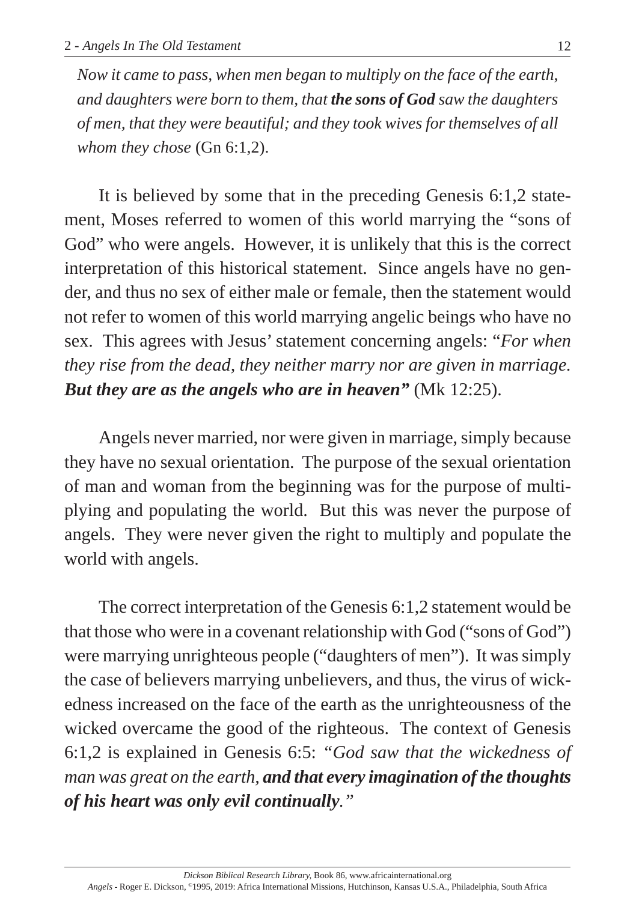*Now it came to pass, when men began to multiply on the face of the earth, and daughters were born to them, that* ***the sons of God*** *saw the daughters of men, that they were beautiful; and they took wives for themselves of all whom they chose* (Gn 6:1,2).

It is believed by some that in the preceding Genesis 6:1,2 statement, Moses referred to women of this world marrying the "sons of God" who were angels. However, it is unlikely that this is the correct interpretation of this historical statement. Since angels have no gender, and thus no sex of either male or female, then the statement would not refer to women of this world marrying angelic beings who have no sex. This agrees with Jesus' statement concerning angels: "*For when they rise from the dead, they neither marry nor are given in marriage.* ***But they are as the angels who are in heaven"*** (Mk 12:25).

Angels never married, nor were given in marriage, simply because they have no sexual orientation. The purpose of the sexual orientation of man and woman from the beginning was for the purpose of multiplying and populating the world. But this was never the purpose of angels. They were never given the right to multiply and populate the world with angels.

The correct interpretation of the Genesis 6:1,2 statement would be that those who were in a covenant relationship with God ("sons of God") were marrying unrighteous people ("daughters of men"). It was simply the case of believers marrying unbelievers, and thus, the virus of wickedness increased on the face of the earth as the unrighteousness of the wicked overcame the good of the righteous. The context of Genesis 6:1,2 is explained in Genesis 6:5: *"God saw that the wickedness of man was great on the earth,* ***and that every imagination of the thoughts of his heart was only evil continually****."*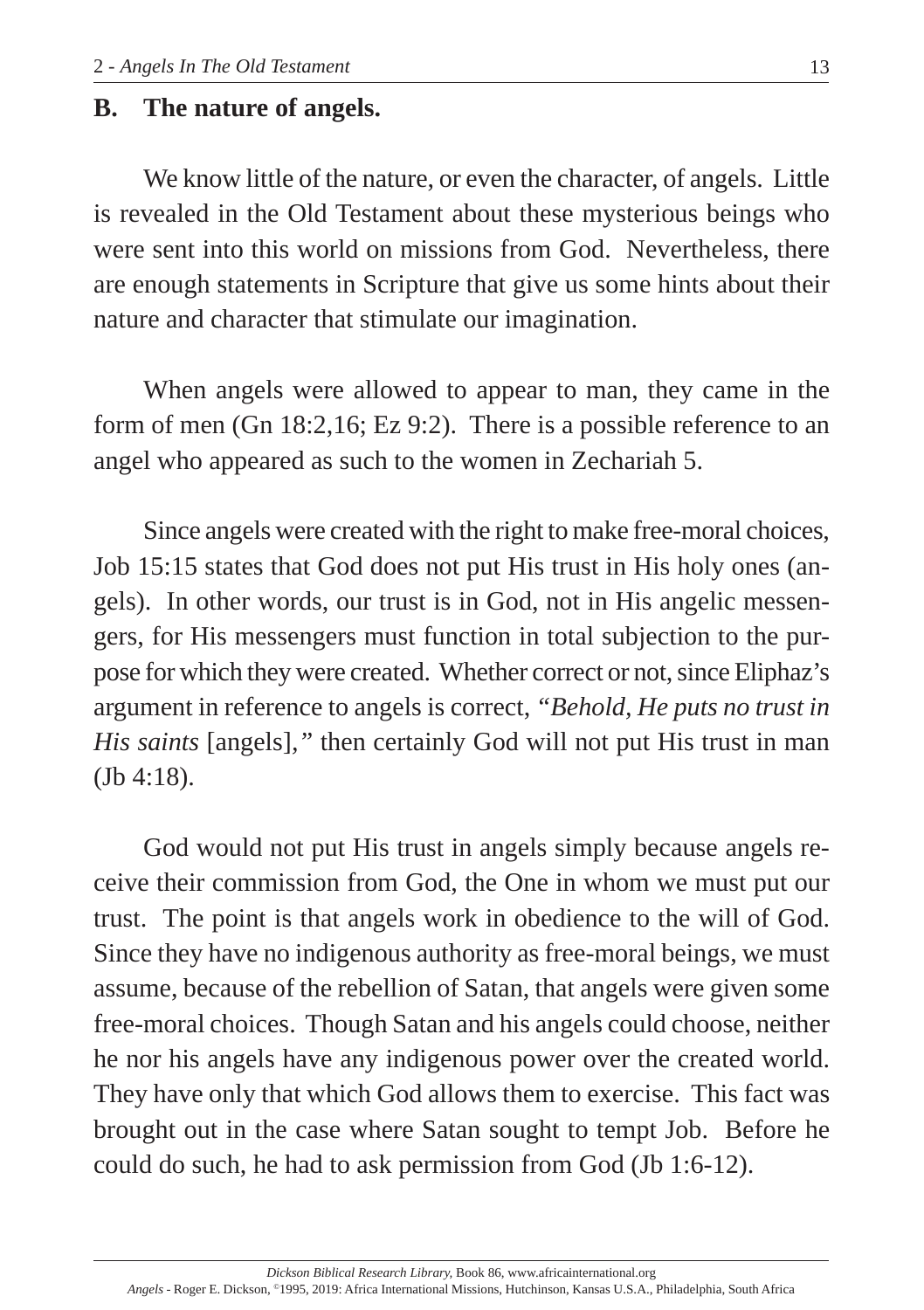## B. The nature of angels.

We know little of the nature, or even the character, of angels. Little is revealed in the Old Testament about these mysterious beings who were sent into this world on missions from God. Nevertheless, there are enough statements in Scripture that give us some hints about their nature and character that stimulate our imagination.

When angels were allowed to appear to man, they came in the form of men (Gn 18:2,16; Ez 9:2). There is a possible reference to an angel who appeared as such to the women in Zechariah 5.

Since angels were created with the right to make free-moral choices, Job 15:15 states that God does not put His trust in His holy ones (angels). In other words, our trust is in God, not in His angelic messengers, for His messengers must function in total subjection to the purpose for which they were created. Whether correct or not, since Eliphaz's argument in reference to angels is correct, "*Behold, He puts no trust in His saints* [angels]," then certainly God will not put His trust in man (Jb 4:18).

God would not put His trust in angels simply because angels receive their commission from God, the One in whom we must put our trust. The point is that angels work in obedience to the will of God. Since they have no indigenous authority as free-moral beings, we must assume, because of the rebellion of Satan, that angels were given some free-moral choices. Though Satan and his angels could choose, neither he nor his angels have any indigenous power over the created world. They have only that which God allows them to exercise. This fact was brought out in the case where Satan sought to tempt Job. Before he could do such, he had to ask permission from God (Jb 1:6-12).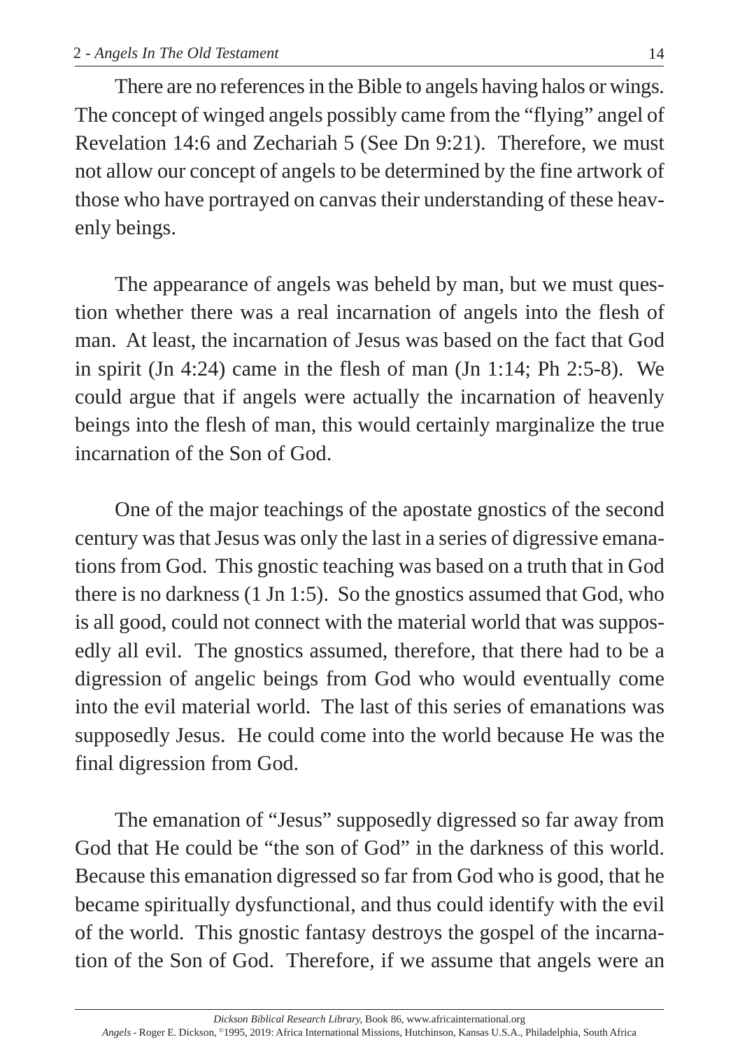There are no references in the Bible to angels having halos or wings. The concept of winged angels possibly came from the "flying" angel of Revelation 14:6 and Zechariah 5 (See Dn 9:21). Therefore, we must not allow our concept of angels to be determined by the fine artwork of those who have portrayed on canvas their understanding of these heavenly beings.

The appearance of angels was beheld by man, but we must question whether there was a real incarnation of angels into the flesh of man. At least, the incarnation of Jesus was based on the fact that God in spirit (Jn 4:24) came in the flesh of man (Jn 1:14; Ph 2:5-8). We could argue that if angels were actually the incarnation of heavenly beings into the flesh of man, this would certainly marginalize the true incarnation of the Son of God.

One of the major teachings of the apostate gnostics of the second century was that Jesus was only the last in a series of digressive emanations from God. This gnostic teaching was based on a truth that in God there is no darkness (1 Jn 1:5). So the gnostics assumed that God, who is all good, could not connect with the material world that was supposedly all evil. The gnostics assumed, therefore, that there had to be a digression of angelic beings from God who would eventually come into the evil material world. The last of this series of emanations was supposedly Jesus. He could come into the world because He was the final digression from God.

The emanation of "Jesus" supposedly digressed so far away from God that He could be "the son of God" in the darkness of this world. Because this emanation digressed so far from God who is good, that he became spiritually dysfunctional, and thus could identify with the evil of the world. This gnostic fantasy destroys the gospel of the incarnation of the Son of God. Therefore, if we assume that angels were an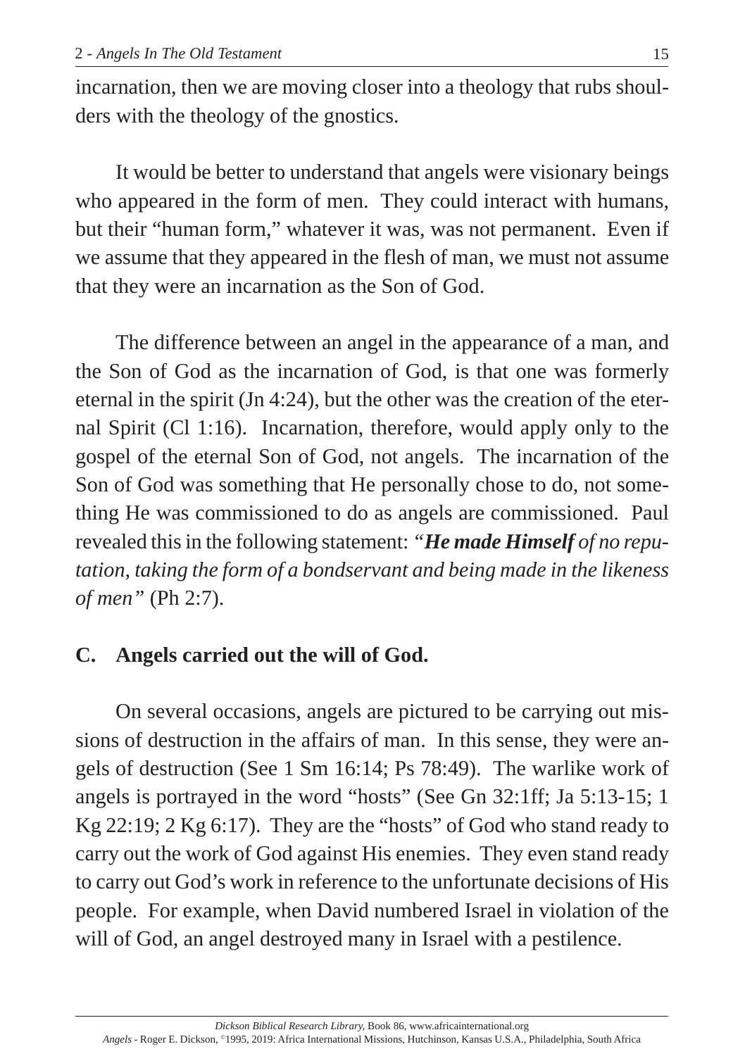incarnation, then we are moving closer into a theology that rubs shoulders with the theology of the gnostics.

It would be better to understand that angels were visionary beings who appeared in the form of men. They could interact with humans, but their "human form," whatever it was, was not permanent. Even if we assume that they appeared in the flesh of man, we must not assume that they were an incarnation as the Son of God.

The difference between an angel in the appearance of a man, and the Son of God as the incarnation of God, is that one was formerly eternal in the spirit (Jn 4:24), but the other was the creation of the eternal Spirit (Cl 1:16). Incarnation, therefore, would apply only to the gospel of the eternal Son of God, not angels. The incarnation of the Son of God was something that He personally chose to do, not something He was commissioned to do as angels are commissioned. Paul revealed this in the following statement: *"**He made Himself** of no reputation, taking the form of a bondservant and being made in the likeness of men"* (Ph 2:7).

### C. Angels carried out the will of God.

On several occasions, angels are pictured to be carrying out missions of destruction in the affairs of man. In this sense, they were angels of destruction (See 1 Sm 16:14; Ps 78:49). The warlike work of angels is portrayed in the word "hosts" (See Gn 32:1ff; Ja 5:13-15; 1 Kg 22:19; 2 Kg 6:17). They are the "hosts" of God who stand ready to carry out the work of God against His enemies. They even stand ready to carry out God's work in reference to the unfortunate decisions of His people. For example, when David numbered Israel in violation of the will of God, an angel destroyed many in Israel with a pestilence.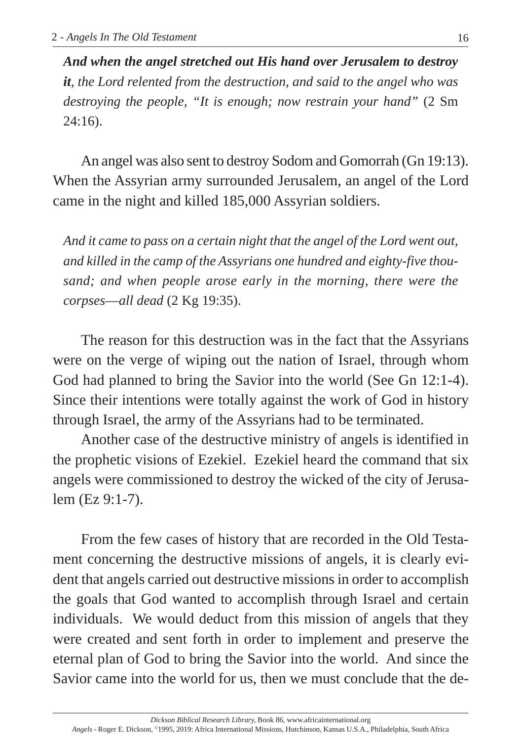***And when the angel stretched out His hand over Jerusalem to destroy it**, the Lord relented from the destruction, and said to the angel who was destroying the people, "It is enough; now restrain your hand"* (2 Sm 24:16).

An angel was also sent to destroy Sodom and Gomorrah (Gn 19:13). When the Assyrian army surrounded Jerusalem, an angel of the Lord came in the night and killed 185,000 Assyrian soldiers.

*And it came to pass on a certain night that the angel of the Lord went out, and killed in the camp of the Assyrians one hundred and eighty-five thousand; and when people arose early in the morning, there were the corpses—all dead* (2 Kg 19:35).

The reason for this destruction was in the fact that the Assyrians were on the verge of wiping out the nation of Israel, through whom God had planned to bring the Savior into the world (See Gn 12:1-4). Since their intentions were totally against the work of God in history through Israel, the army of the Assyrians had to be terminated.

Another case of the destructive ministry of angels is identified in the prophetic visions of Ezekiel. Ezekiel heard the command that six angels were commissioned to destroy the wicked of the city of Jerusalem (Ez 9:1-7).

From the few cases of history that are recorded in the Old Testament concerning the destructive missions of angels, it is clearly evident that angels carried out destructive missions in order to accomplish the goals that God wanted to accomplish through Israel and certain individuals. We would deduct from this mission of angels that they were created and sent forth in order to implement and preserve the eternal plan of God to bring the Savior into the world. And since the Savior came into the world for us, then we must conclude that the de-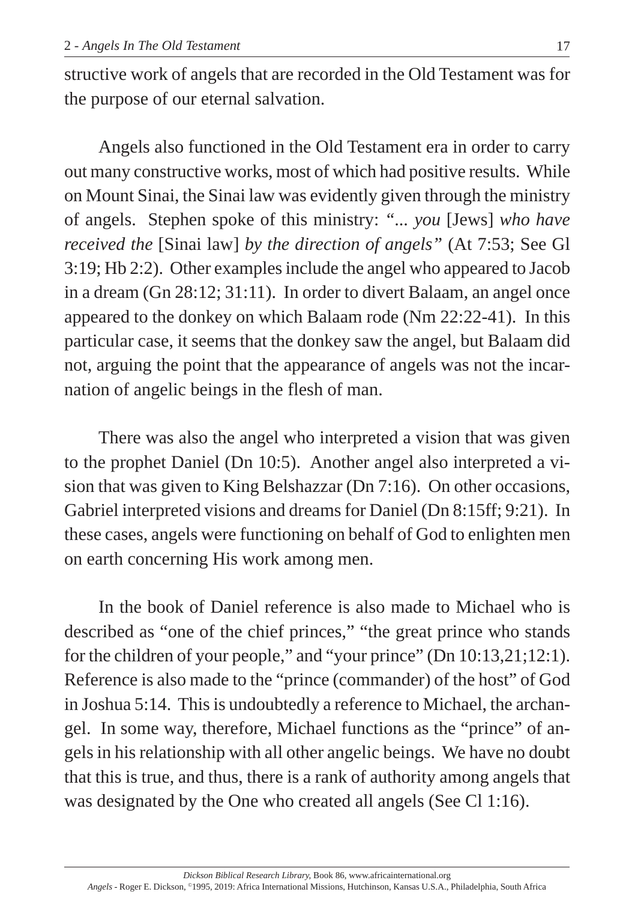structive work of angels that are recorded in the Old Testament was for the purpose of our eternal salvation.

Angels also functioned in the Old Testament era in order to carry out many constructive works, most of which had positive results. While on Mount Sinai, the Sinai law was evidently given through the ministry of angels. Stephen spoke of this ministry: *"... you* [Jews] *who have received the* [Sinai law] *by the direction of angels"* (At 7:53; See Gl 3:19; Hb 2:2). Other examples include the angel who appeared to Jacob in a dream (Gn 28:12; 31:11). In order to divert Balaam, an angel once appeared to the donkey on which Balaam rode (Nm 22:22-41). In this particular case, it seems that the donkey saw the angel, but Balaam did not, arguing the point that the appearance of angels was not the incarnation of angelic beings in the flesh of man.

There was also the angel who interpreted a vision that was given to the prophet Daniel (Dn 10:5). Another angel also interpreted a vision that was given to King Belshazzar (Dn 7:16). On other occasions, Gabriel interpreted visions and dreams for Daniel (Dn 8:15ff; 9:21). In these cases, angels were functioning on behalf of God to enlighten men on earth concerning His work among men.

In the book of Daniel reference is also made to Michael who is described as "one of the chief princes," "the great prince who stands for the children of your people," and "your prince" (Dn 10:13,21;12:1). Reference is also made to the "prince (commander) of the host" of God in Joshua 5:14. This is undoubtedly a reference to Michael, the archangel. In some way, therefore, Michael functions as the "prince" of angels in his relationship with all other angelic beings. We have no doubt that this is true, and thus, there is a rank of authority among angels that was designated by the One who created all angels (See Cl 1:16).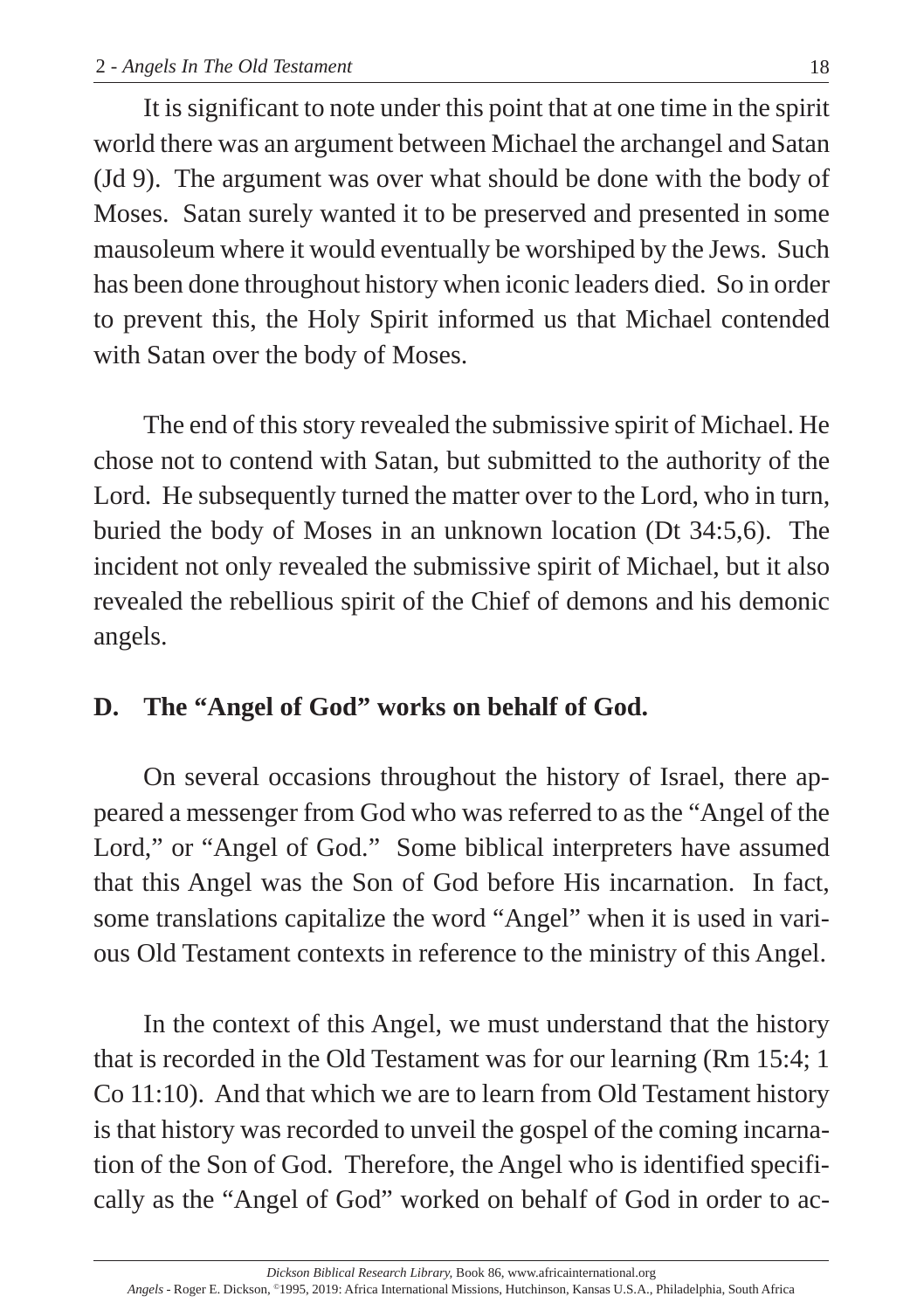It is significant to note under this point that at one time in the spirit world there was an argument between Michael the archangel and Satan (Jd 9). The argument was over what should be done with the body of Moses. Satan surely wanted it to be preserved and presented in some mausoleum where it would eventually be worshiped by the Jews. Such has been done throughout history when iconic leaders died. So in order to prevent this, the Holy Spirit informed us that Michael contended with Satan over the body of Moses.

The end of this story revealed the submissive spirit of Michael. He chose not to contend with Satan, but submitted to the authority of the Lord. He subsequently turned the matter over to the Lord, who in turn, buried the body of Moses in an unknown location (Dt 34:5,6). The incident not only revealed the submissive spirit of Michael, but it also revealed the rebellious spirit of the Chief of demons and his demonic angels.

**D. The "Angel of God" works on behalf of God.**

On several occasions throughout the history of Israel, there appeared a messenger from God who was referred to as the "Angel of the Lord," or "Angel of God." Some biblical interpreters have assumed that this Angel was the Son of God before His incarnation. In fact, some translations capitalize the word "Angel" when it is used in various Old Testament contexts in reference to the ministry of this Angel.

In the context of this Angel, we must understand that the history that is recorded in the Old Testament was for our learning (Rm 15:4; 1 Co 11:10). And that which we are to learn from Old Testament history is that history was recorded to unveil the gospel of the coming incarnation of the Son of God. Therefore, the Angel who is identified specifically as the "Angel of God" worked on behalf of God in order to ac-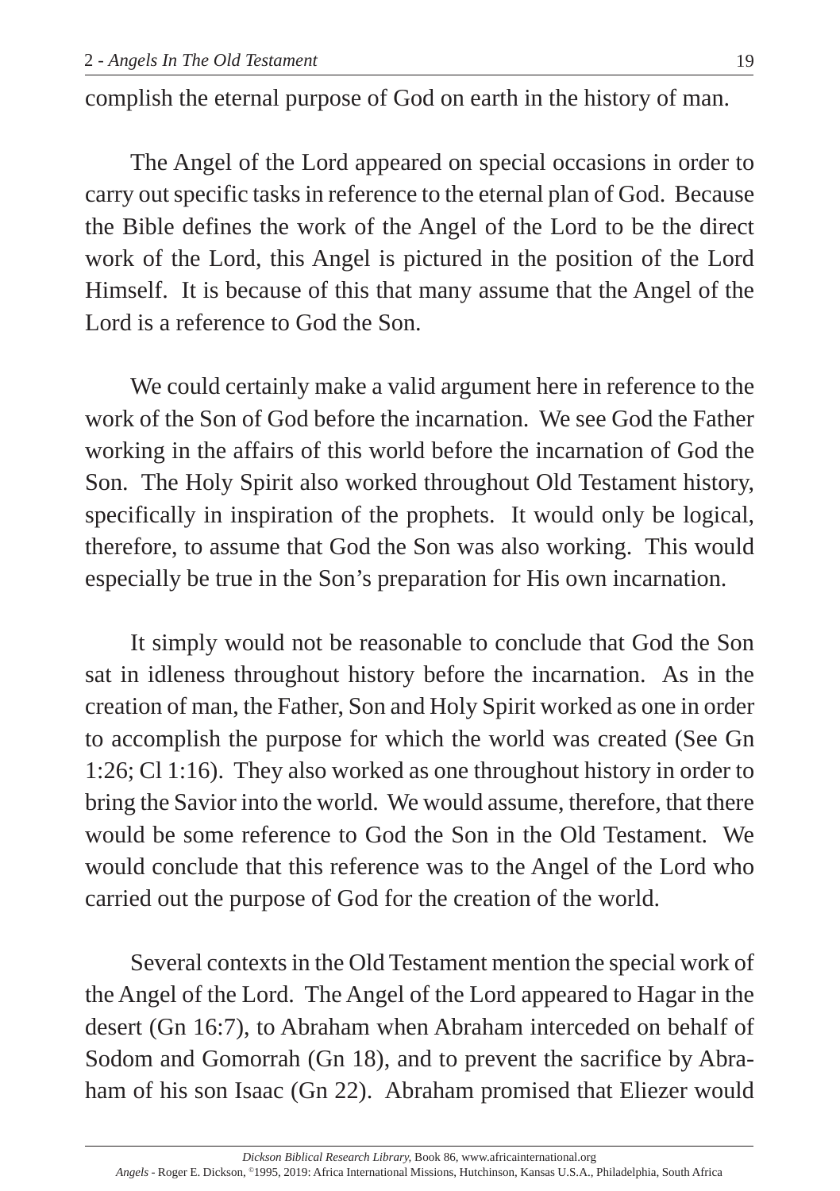complish the eternal purpose of God on earth in the history of man.

The Angel of the Lord appeared on special occasions in order to carry out specific tasks in reference to the eternal plan of God. Because the Bible defines the work of the Angel of the Lord to be the direct work of the Lord, this Angel is pictured in the position of the Lord Himself. It is because of this that many assume that the Angel of the Lord is a reference to God the Son.

We could certainly make a valid argument here in reference to the work of the Son of God before the incarnation. We see God the Father working in the affairs of this world before the incarnation of God the Son. The Holy Spirit also worked throughout Old Testament history, specifically in inspiration of the prophets. It would only be logical, therefore, to assume that God the Son was also working. This would especially be true in the Son's preparation for His own incarnation.

It simply would not be reasonable to conclude that God the Son sat in idleness throughout history before the incarnation. As in the creation of man, the Father, Son and Holy Spirit worked as one in order to accomplish the purpose for which the world was created (See Gn 1:26; Cl 1:16). They also worked as one throughout history in order to bring the Savior into the world. We would assume, therefore, that there would be some reference to God the Son in the Old Testament. We would conclude that this reference was to the Angel of the Lord who carried out the purpose of God for the creation of the world.

Several contexts in the Old Testament mention the special work of the Angel of the Lord. The Angel of the Lord appeared to Hagar in the desert (Gn 16:7), to Abraham when Abraham interceded on behalf of Sodom and Gomorrah (Gn 18), and to prevent the sacrifice by Abraham of his son Isaac (Gn 22). Abraham promised that Eliezer would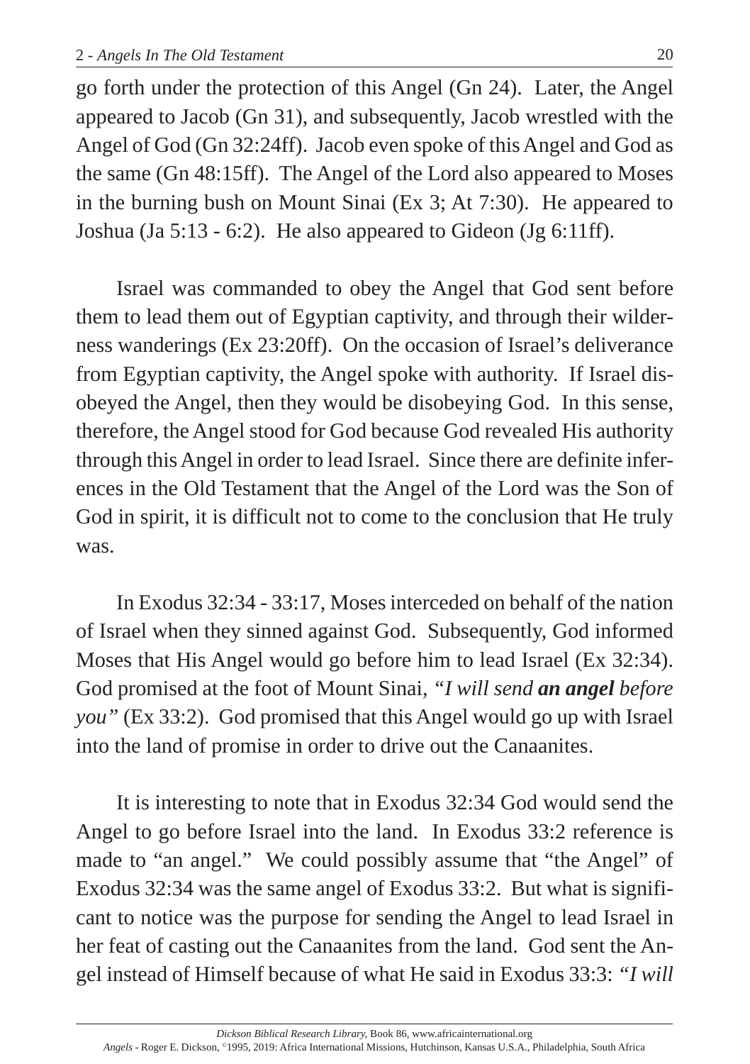go forth under the protection of this Angel (Gn 24). Later, the Angel appeared to Jacob (Gn 31), and subsequently, Jacob wrestled with the Angel of God (Gn 32:24ff). Jacob even spoke of this Angel and God as the same (Gn 48:15ff). The Angel of the Lord also appeared to Moses in the burning bush on Mount Sinai (Ex 3; At 7:30). He appeared to Joshua (Ja 5:13 - 6:2). He also appeared to Gideon (Jg 6:11ff).

Israel was commanded to obey the Angel that God sent before them to lead them out of Egyptian captivity, and through their wilderness wanderings (Ex 23:20ff). On the occasion of Israel's deliverance from Egyptian captivity, the Angel spoke with authority. If Israel disobeyed the Angel, then they would be disobeying God. In this sense, therefore, the Angel stood for God because God revealed His authority through this Angel in order to lead Israel. Since there are definite inferences in the Old Testament that the Angel of the Lord was the Son of God in spirit, it is difficult not to come to the conclusion that He truly was.

In Exodus 32:34 - 33:17, Moses interceded on behalf of the nation of Israel when they sinned against God. Subsequently, God informed Moses that His Angel would go before him to lead Israel (Ex 32:34). God promised at the foot of Mount Sinai, *"I will send **an angel** before you"* (Ex 33:2). God promised that this Angel would go up with Israel into the land of promise in order to drive out the Canaanites.

It is interesting to note that in Exodus 32:34 God would send the Angel to go before Israel into the land. In Exodus 33:2 reference is made to "an angel." We could possibly assume that "the Angel" of Exodus 32:34 was the same angel of Exodus 33:2. But what is significant to notice was the purpose for sending the Angel to lead Israel in her feat of casting out the Canaanites from the land. God sent the Angel instead of Himself because of what He said in Exodus 33:3: *"I will*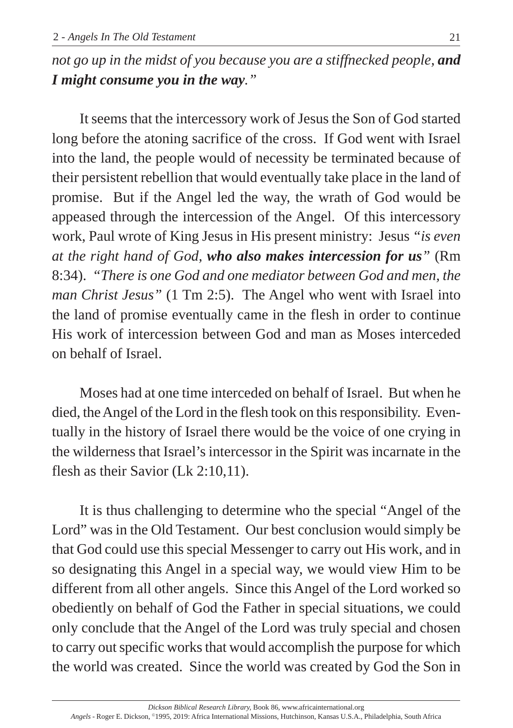*not go up in the midst of you because you are a stiffnecked people, **and I might consume you in the way.**"*

It seems that the intercessory work of Jesus the Son of God started long before the atoning sacrifice of the cross. If God went with Israel into the land, the people would of necessity be terminated because of their persistent rebellion that would eventually take place in the land of promise. But if the Angel led the way, the wrath of God would be appeased through the intercession of the Angel. Of this intercessory work, Paul wrote of King Jesus in His present ministry: Jesus *"is even at the right hand of God, **who also makes intercession for us**"* (Rm 8:34). *"There is one God and one mediator between God and men, the man Christ Jesus"* (1 Tm 2:5). The Angel who went with Israel into the land of promise eventually came in the flesh in order to continue His work of intercession between God and man as Moses interceded on behalf of Israel.

Moses had at one time interceded on behalf of Israel. But when he died, the Angel of the Lord in the flesh took on this responsibility. Eventually in the history of Israel there would be the voice of one crying in the wilderness that Israel's intercessor in the Spirit was incarnate in the flesh as their Savior (Lk 2:10,11).

It is thus challenging to determine who the special "Angel of the Lord" was in the Old Testament. Our best conclusion would simply be that God could use this special Messenger to carry out His work, and in so designating this Angel in a special way, we would view Him to be different from all other angels. Since this Angel of the Lord worked so obediently on behalf of God the Father in special situations, we could only conclude that the Angel of the Lord was truly special and chosen to carry out specific works that would accomplish the purpose for which the world was created. Since the world was created by God the Son in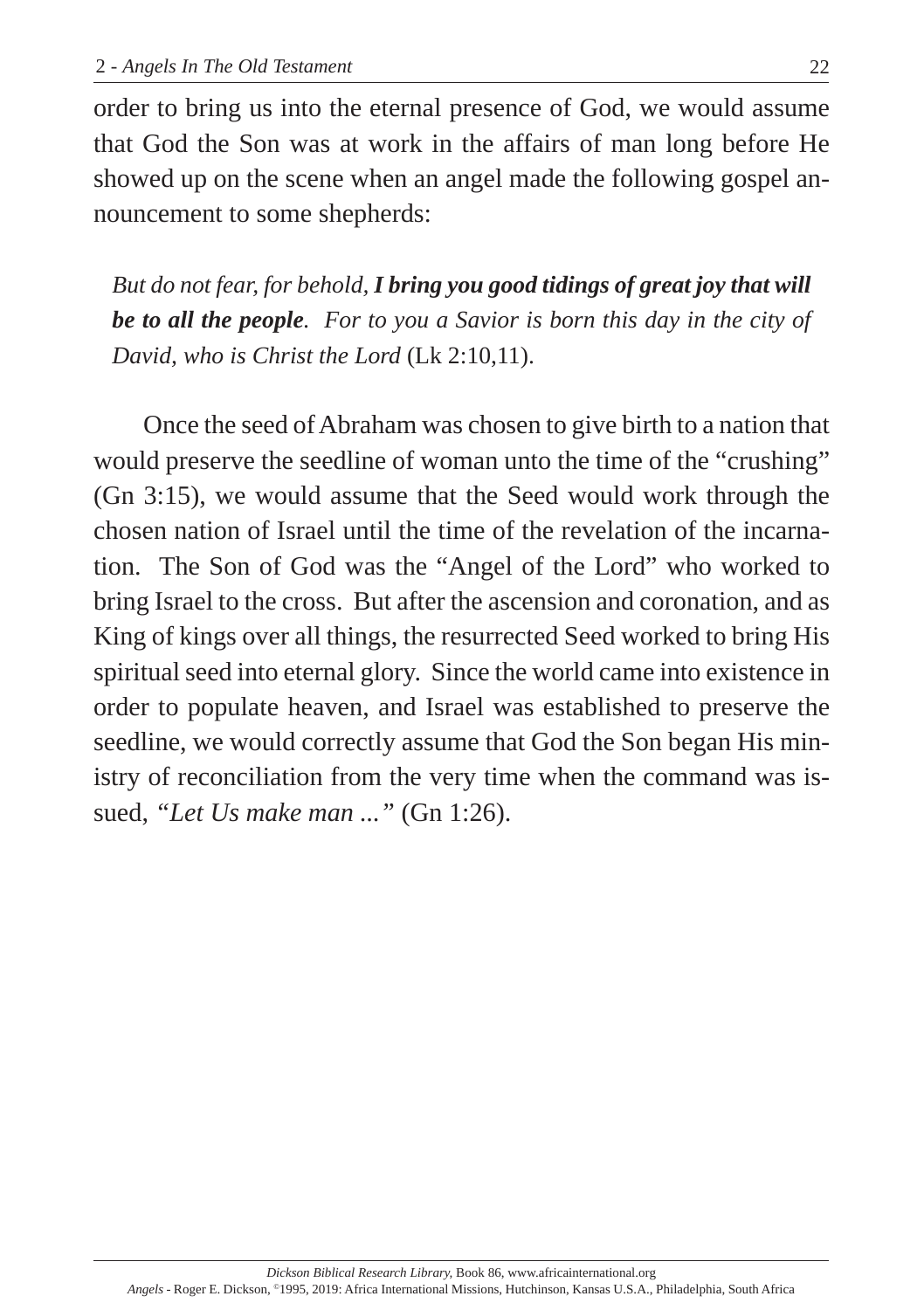order to bring us into the eternal presence of God, we would assume that God the Son was at work in the affairs of man long before He showed up on the scene when an angel made the following gospel announcement to some shepherds:

> *But do not fear, for behold, **I bring you good tidings of great joy that will be to all the people**. For to you a Savior is born this day in the city of David, who is Christ the Lord* (Lk 2:10,11).

Once the seed of Abraham was chosen to give birth to a nation that would preserve the seedline of woman unto the time of the "crushing" (Gn 3:15), we would assume that the Seed would work through the chosen nation of Israel until the time of the revelation of the incarnation. The Son of God was the "Angel of the Lord" who worked to bring Israel to the cross. But after the ascension and coronation, and as King of kings over all things, the resurrected Seed worked to bring His spiritual seed into eternal glory. Since the world came into existence in order to populate heaven, and Israel was established to preserve the seedline, we would correctly assume that God the Son began His ministry of reconciliation from the very time when the command was issued, *"Let Us make man ..."* (Gn 1:26).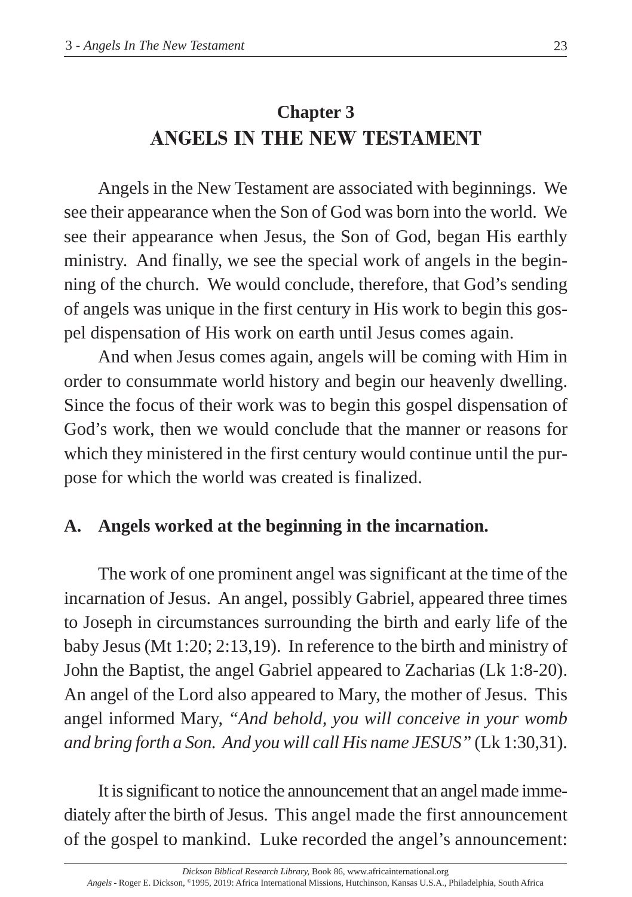# Chapter 3
# ANGELS IN THE NEW TESTAMENT

Angels in the New Testament are associated with beginnings. We see their appearance when the Son of God was born into the world. We see their appearance when Jesus, the Son of God, began His earthly ministry. And finally, we see the special work of angels in the beginning of the church. We would conclude, therefore, that God's sending of angels was unique in the first century in His work to begin this gospel dispensation of His work on earth until Jesus comes again.

And when Jesus comes again, angels will be coming with Him in order to consummate world history and begin our heavenly dwelling. Since the focus of their work was to begin this gospel dispensation of God's work, then we would conclude that the manner or reasons for which they ministered in the first century would continue until the purpose for which the world was created is finalized.

## A. Angels worked at the beginning in the incarnation.

The work of one prominent angel was significant at the time of the incarnation of Jesus. An angel, possibly Gabriel, appeared three times to Joseph in circumstances surrounding the birth and early life of the baby Jesus (Mt 1:20; 2:13,19). In reference to the birth and ministry of John the Baptist, the angel Gabriel appeared to Zacharias (Lk 1:8-20). An angel of the Lord also appeared to Mary, the mother of Jesus. This angel informed Mary, "*And behold, you will conceive in your womb and bring forth a Son. And you will call His name JESUS*" (Lk 1:30,31).

It is significant to notice the announcement that an angel made immediately after the birth of Jesus. This angel made the first announcement of the gospel to mankind. Luke recorded the angel's announcement: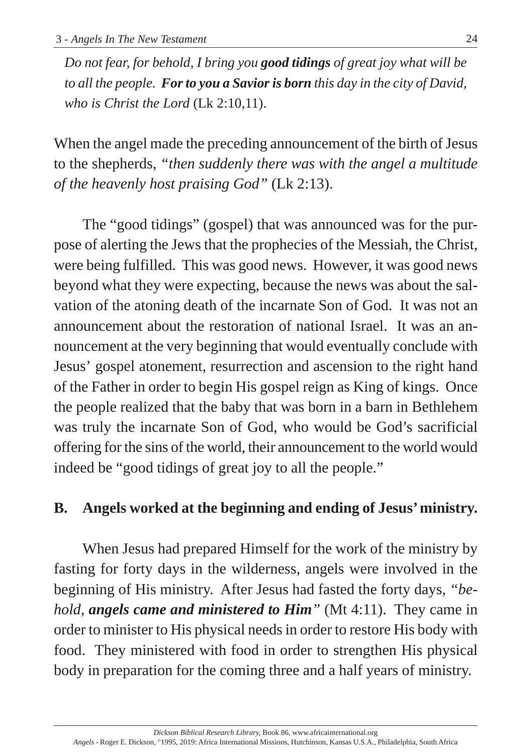*Do not fear, for behold, I bring you **good tidings** of great joy what will be to all the people. **For to you a Savior is born** this day in the city of David, who is Christ the Lord* (Lk 2:10,11).

When the angel made the preceding announcement of the birth of Jesus to the shepherds, *"then suddenly there was with the angel a multitude of the heavenly host praising God"* (Lk 2:13).

The "good tidings" (gospel) that was announced was for the purpose of alerting the Jews that the prophecies of the Messiah, the Christ, were being fulfilled. This was good news. However, it was good news beyond what they were expecting, because the news was about the salvation of the atoning death of the incarnate Son of God. It was not an announcement about the restoration of national Israel. It was an announcement at the very beginning that would eventually conclude with Jesus' gospel atonement, resurrection and ascension to the right hand of the Father in order to begin His gospel reign as King of kings. Once the people realized that the baby that was born in a barn in Bethlehem was truly the incarnate Son of God, who would be God's sacrificial offering for the sins of the world, their announcement to the world would indeed be "good tidings of great joy to all the people."

## B. Angels worked at the beginning and ending of Jesus' ministry.

When Jesus had prepared Himself for the work of the ministry by fasting for forty days in the wilderness, angels were involved in the beginning of His ministry. After Jesus had fasted the forty days, *"behold, **angels came and ministered to Him**"* (Mt 4:11). They came in order to minister to His physical needs in order to restore His body with food. They ministered with food in order to strengthen His physical body in preparation for the coming three and a half years of ministry.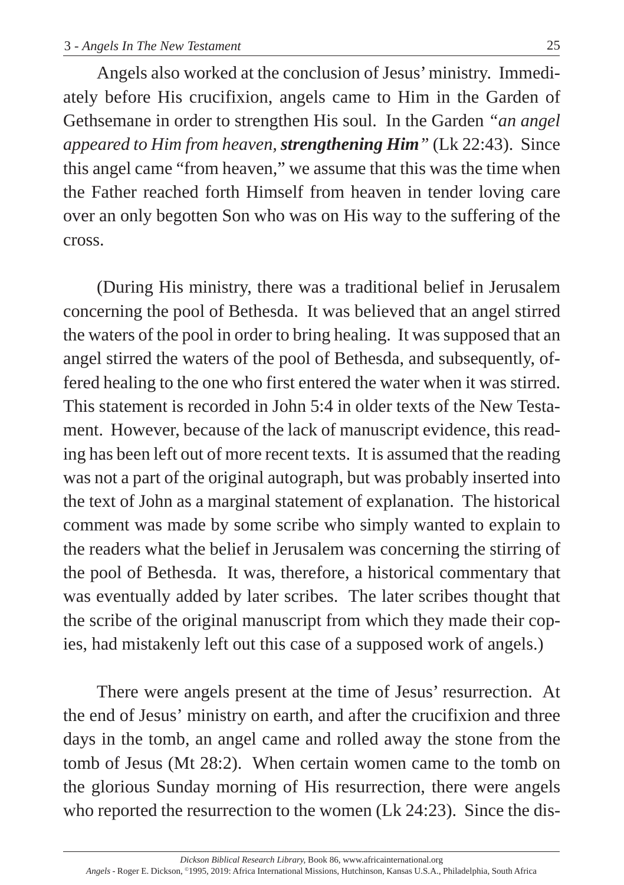Angels also worked at the conclusion of Jesus' ministry. Immediately before His crucifixion, angels came to Him in the Garden of Gethsemane in order to strengthen His soul. In the Garden *"an angel appeared to Him from heaven, **strengthening Him**"* (Lk 22:43). Since this angel came "from heaven," we assume that this was the time when the Father reached forth Himself from heaven in tender loving care over an only begotten Son who was on His way to the suffering of the cross.

(During His ministry, there was a traditional belief in Jerusalem concerning the pool of Bethesda. It was believed that an angel stirred the waters of the pool in order to bring healing. It was supposed that an angel stirred the waters of the pool of Bethesda, and subsequently, offered healing to the one who first entered the water when it was stirred. This statement is recorded in John 5:4 in older texts of the New Testament. However, because of the lack of manuscript evidence, this reading has been left out of more recent texts. It is assumed that the reading was not a part of the original autograph, but was probably inserted into the text of John as a marginal statement of explanation. The historical comment was made by some scribe who simply wanted to explain to the readers what the belief in Jerusalem was concerning the stirring of the pool of Bethesda. It was, therefore, a historical commentary that was eventually added by later scribes. The later scribes thought that the scribe of the original manuscript from which they made their copies, had mistakenly left out this case of a supposed work of angels.)

There were angels present at the time of Jesus' resurrection. At the end of Jesus' ministry on earth, and after the crucifixion and three days in the tomb, an angel came and rolled away the stone from the tomb of Jesus (Mt 28:2). When certain women came to the tomb on the glorious Sunday morning of His resurrection, there were angels who reported the resurrection to the women (Lk 24:23). Since the dis-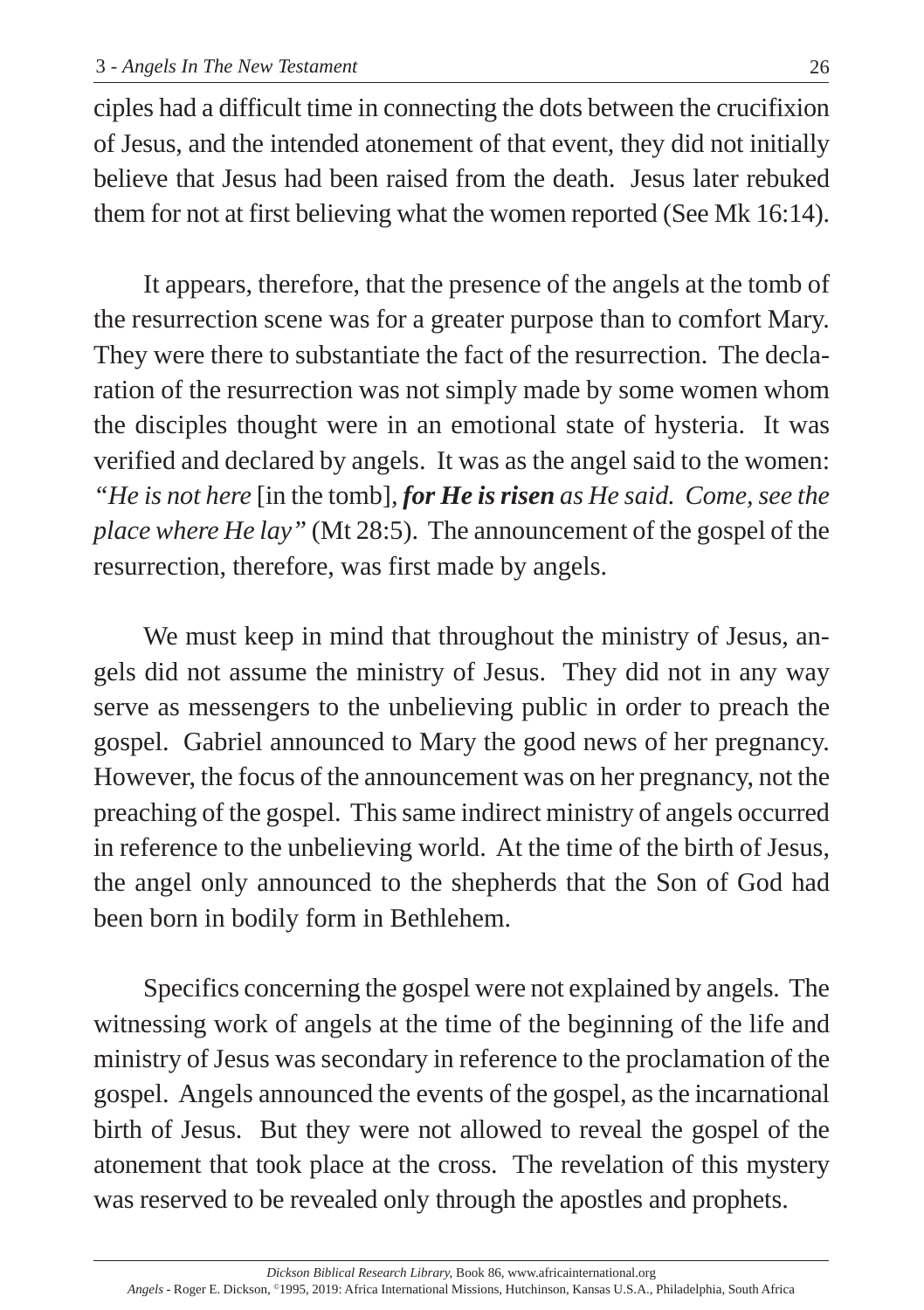ciples had a difficult time in connecting the dots between the crucifixion of Jesus, and the intended atonement of that event, they did not initially believe that Jesus had been raised from the death. Jesus later rebuked them for not at first believing what the women reported (See Mk 16:14).

It appears, therefore, that the presence of the angels at the tomb of the resurrection scene was for a greater purpose than to comfort Mary. They were there to substantiate the fact of the resurrection. The declaration of the resurrection was not simply made by some women whom the disciples thought were in an emotional state of hysteria. It was verified and declared by angels. It was as the angel said to the women: *"He is not here* [in the tomb], ***for He is risen*** *as He said. Come, see the place where He lay"* (Mt 28:5). The announcement of the gospel of the resurrection, therefore, was first made by angels.

We must keep in mind that throughout the ministry of Jesus, angels did not assume the ministry of Jesus. They did not in any way serve as messengers to the unbelieving public in order to preach the gospel. Gabriel announced to Mary the good news of her pregnancy. However, the focus of the announcement was on her pregnancy, not the preaching of the gospel. This same indirect ministry of angels occurred in reference to the unbelieving world. At the time of the birth of Jesus, the angel only announced to the shepherds that the Son of God had been born in bodily form in Bethlehem.

Specifics concerning the gospel were not explained by angels. The witnessing work of angels at the time of the beginning of the life and ministry of Jesus was secondary in reference to the proclamation of the gospel. Angels announced the events of the gospel, as the incarnational birth of Jesus. But they were not allowed to reveal the gospel of the atonement that took place at the cross. The revelation of this mystery was reserved to be revealed only through the apostles and prophets.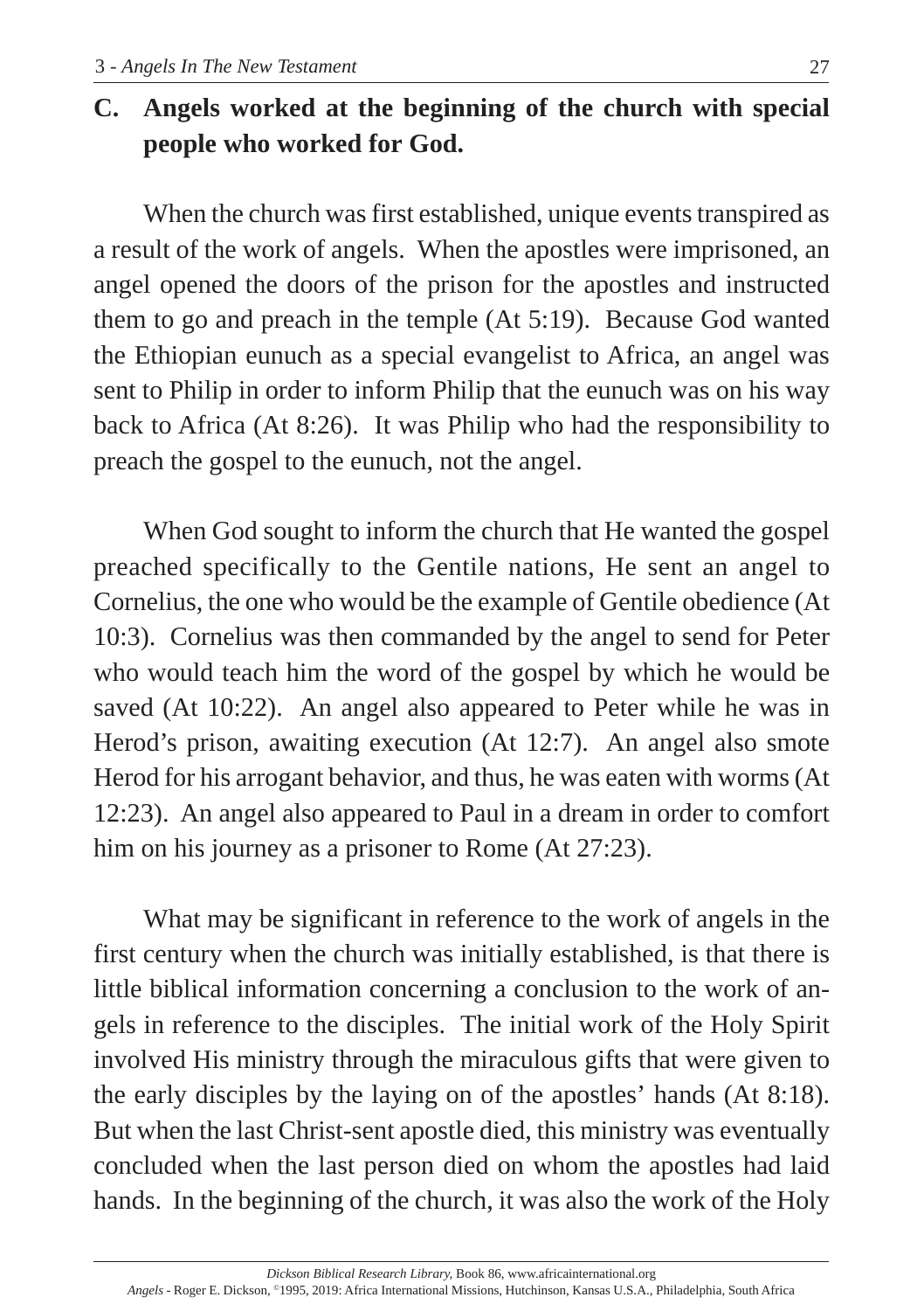### C. Angels worked at the beginning of the church with special people who worked for God.

When the church was first established, unique events transpired as a result of the work of angels. When the apostles were imprisoned, an angel opened the doors of the prison for the apostles and instructed them to go and preach in the temple (At 5:19). Because God wanted the Ethiopian eunuch as a special evangelist to Africa, an angel was sent to Philip in order to inform Philip that the eunuch was on his way back to Africa (At 8:26). It was Philip who had the responsibility to preach the gospel to the eunuch, not the angel.

When God sought to inform the church that He wanted the gospel preached specifically to the Gentile nations, He sent an angel to Cornelius, the one who would be the example of Gentile obedience (At 10:3). Cornelius was then commanded by the angel to send for Peter who would teach him the word of the gospel by which he would be saved (At 10:22). An angel also appeared to Peter while he was in Herod's prison, awaiting execution (At 12:7). An angel also smote Herod for his arrogant behavior, and thus, he was eaten with worms (At 12:23). An angel also appeared to Paul in a dream in order to comfort him on his journey as a prisoner to Rome (At 27:23).

What may be significant in reference to the work of angels in the first century when the church was initially established, is that there is little biblical information concerning a conclusion to the work of angels in reference to the disciples. The initial work of the Holy Spirit involved His ministry through the miraculous gifts that were given to the early disciples by the laying on of the apostles' hands (At 8:18). But when the last Christ-sent apostle died, this ministry was eventually concluded when the last person died on whom the apostles had laid hands. In the beginning of the church, it was also the work of the Holy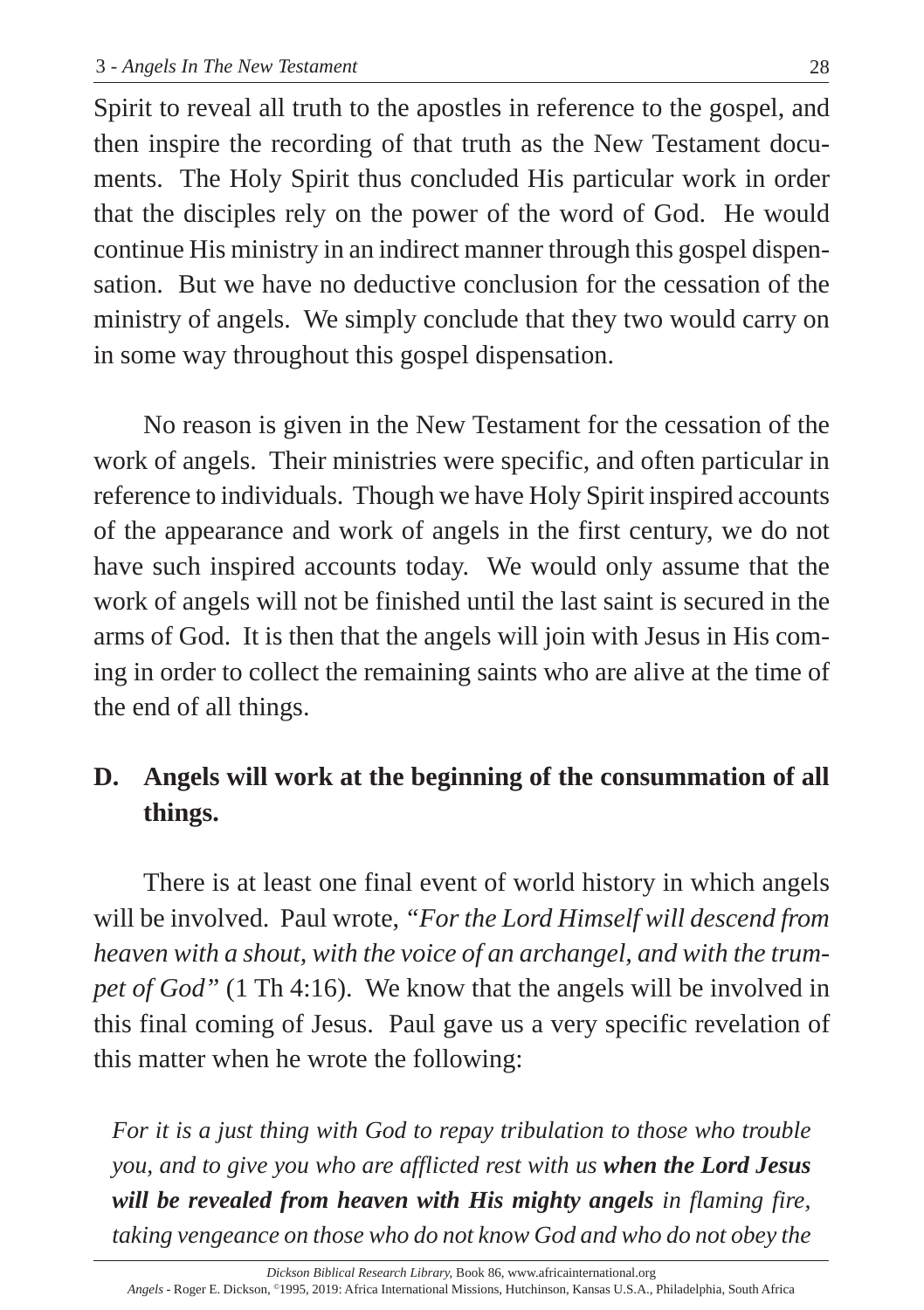Spirit to reveal all truth to the apostles in reference to the gospel, and then inspire the recording of that truth as the New Testament documents. The Holy Spirit thus concluded His particular work in order that the disciples rely on the power of the word of God. He would continue His ministry in an indirect manner through this gospel dispensation. But we have no deductive conclusion for the cessation of the ministry of angels. We simply conclude that they two would carry on in some way throughout this gospel dispensation.

No reason is given in the New Testament for the cessation of the work of angels. Their ministries were specific, and often particular in reference to individuals. Though we have Holy Spirit inspired accounts of the appearance and work of angels in the first century, we do not have such inspired accounts today. We would only assume that the work of angels will not be finished until the last saint is secured in the arms of God. It is then that the angels will join with Jesus in His coming in order to collect the remaining saints who are alive at the time of the end of all things.

## D. Angels will work at the beginning of the consummation of all things.

There is at least one final event of world history in which angels will be involved. Paul wrote, *"For the Lord Himself will descend from heaven with a shout, with the voice of an archangel, and with the trumpet of God"* (1 Th 4:16). We know that the angels will be involved in this final coming of Jesus. Paul gave us a very specific revelation of this matter when he wrote the following:

> *For it is a just thing with God to repay tribulation to those who trouble you, and to give you who are afflicted rest with us* ***when the Lord Jesus will be revealed from heaven with His mighty angels*** *in flaming fire, taking vengeance on those who do not know God and who do not obey the*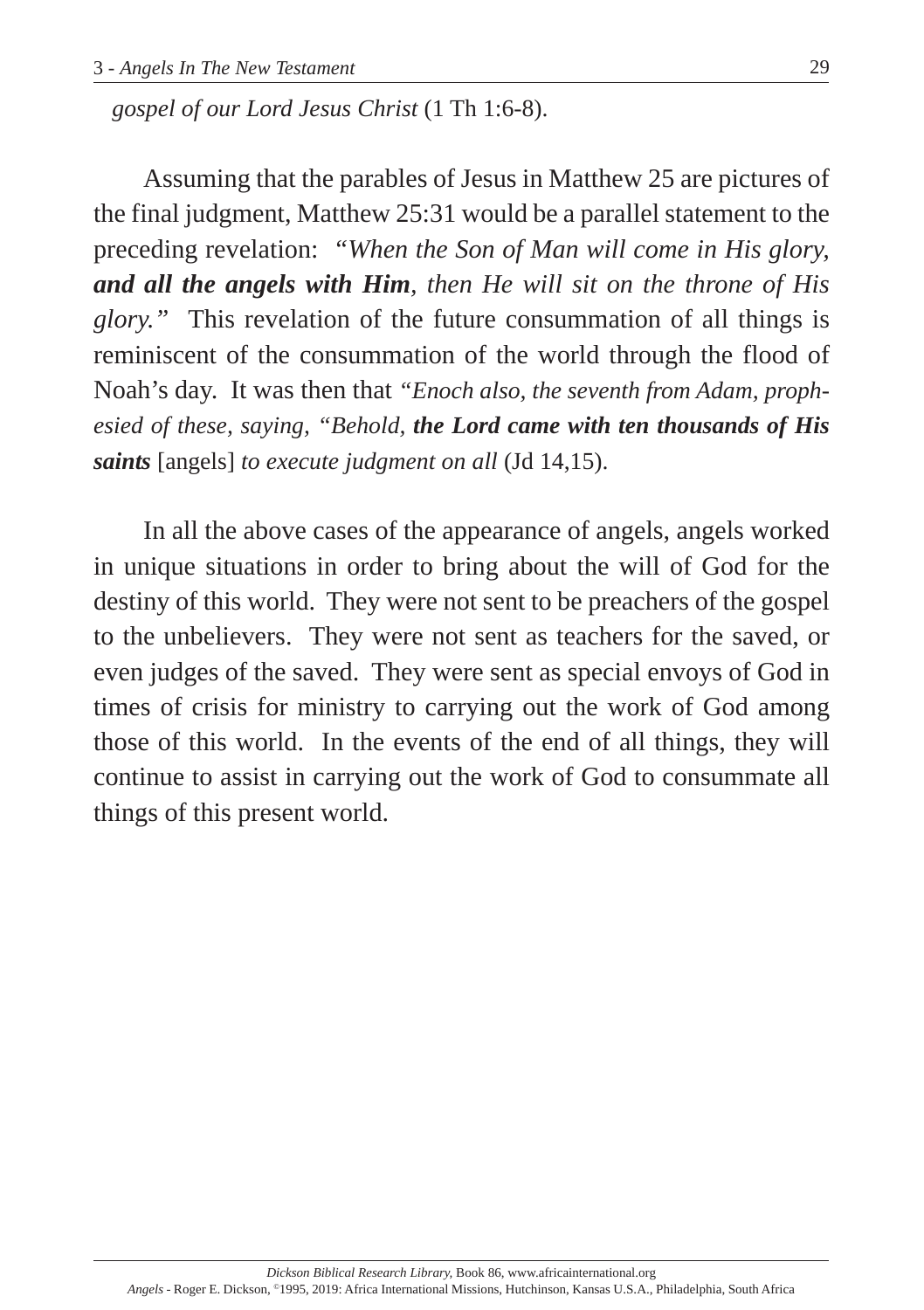*gospel of our Lord Jesus Christ* (1 Th 1:6-8).

Assuming that the parables of Jesus in Matthew 25 are pictures of the final judgment, Matthew 25:31 would be a parallel statement to the preceding revelation: *"When the Son of Man will come in His glory, **and all the angels with Him**, then He will sit on the throne of His glory."* This revelation of the future consummation of all things is reminiscent of the consummation of the world through the flood of Noah's day. It was then that *"Enoch also, the seventh from Adam, prophesied of these, saying, "Behold, **the Lord came with ten thousands of His saints*** [angels] *to execute judgment on all* (Jd 14,15).

In all the above cases of the appearance of angels, angels worked in unique situations in order to bring about the will of God for the destiny of this world. They were not sent to be preachers of the gospel to the unbelievers. They were not sent as teachers for the saved, or even judges of the saved. They were sent as special envoys of God in times of crisis for ministry to carrying out the work of God among those of this world. In the events of the end of all things, they will continue to assist in carrying out the work of God to consummate all things of this present world.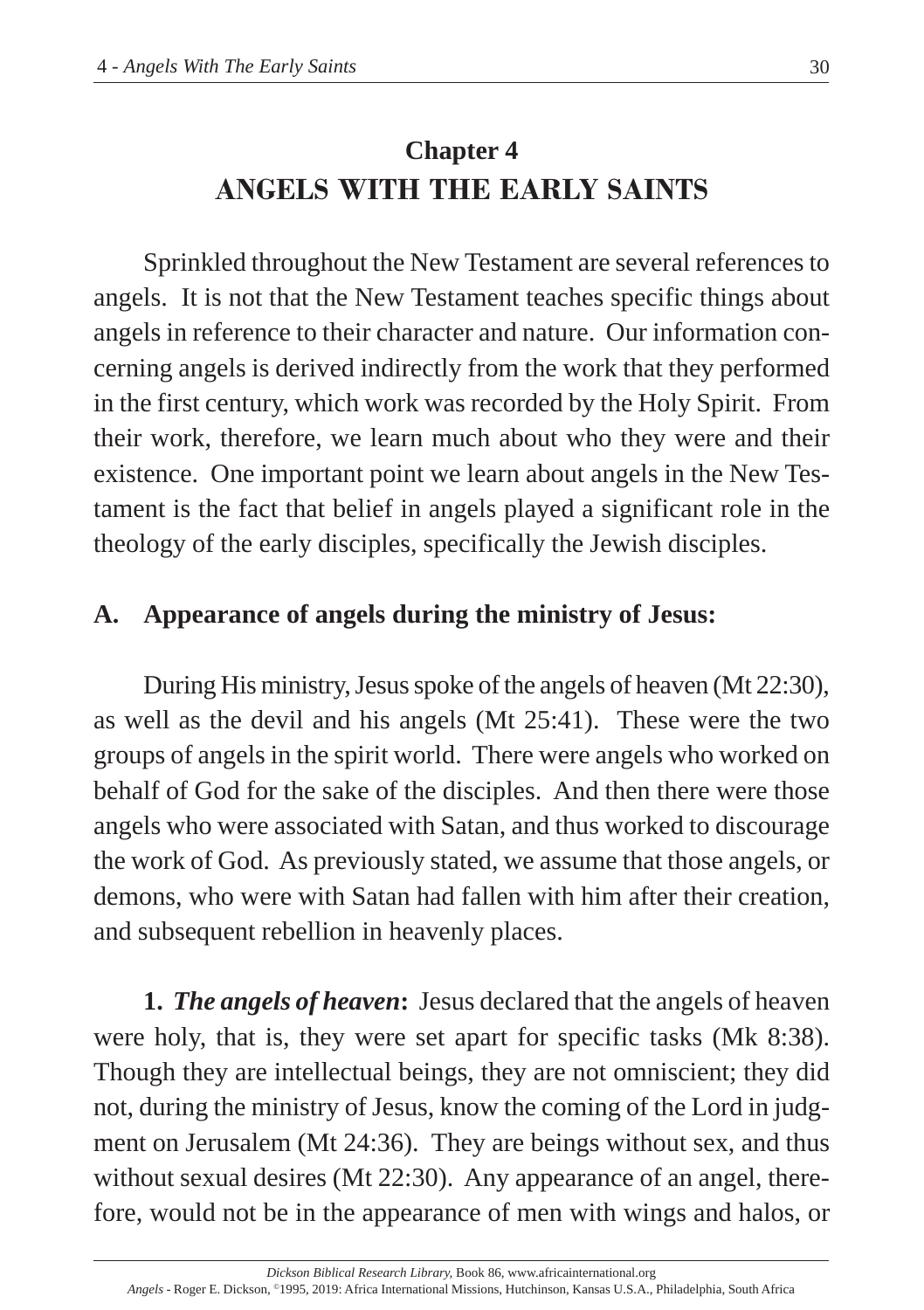# Chapter 4
## ANGELS WITH THE EARLY SAINTS

Sprinkled throughout the New Testament are several references to angels. It is not that the New Testament teaches specific things about angels in reference to their character and nature. Our information concerning angels is derived indirectly from the work that they performed in the first century, which work was recorded by the Holy Spirit. From their work, therefore, we learn much about who they were and their existence. One important point we learn about angels in the New Testament is the fact that belief in angels played a significant role in the theology of the early disciples, specifically the Jewish disciples.

### A. Appearance of angels during the ministry of Jesus:

During His ministry, Jesus spoke of the angels of heaven (Mt 22:30), as well as the devil and his angels (Mt 25:41). These were the two groups of angels in the spirit world. There were angels who worked on behalf of God for the sake of the disciples. And then there were those angels who were associated with Satan, and thus worked to discourage the work of God. As previously stated, we assume that those angels, or demons, who were with Satan had fallen with him after their creation, and subsequent rebellion in heavenly places.

**1. *The angels of heaven*:** Jesus declared that the angels of heaven were holy, that is, they were set apart for specific tasks (Mk 8:38). Though they are intellectual beings, they are not omniscient; they did not, during the ministry of Jesus, know the coming of the Lord in judgment on Jerusalem (Mt 24:36). They are beings without sex, and thus without sexual desires (Mt 22:30). Any appearance of an angel, therefore, would not be in the appearance of men with wings and halos, or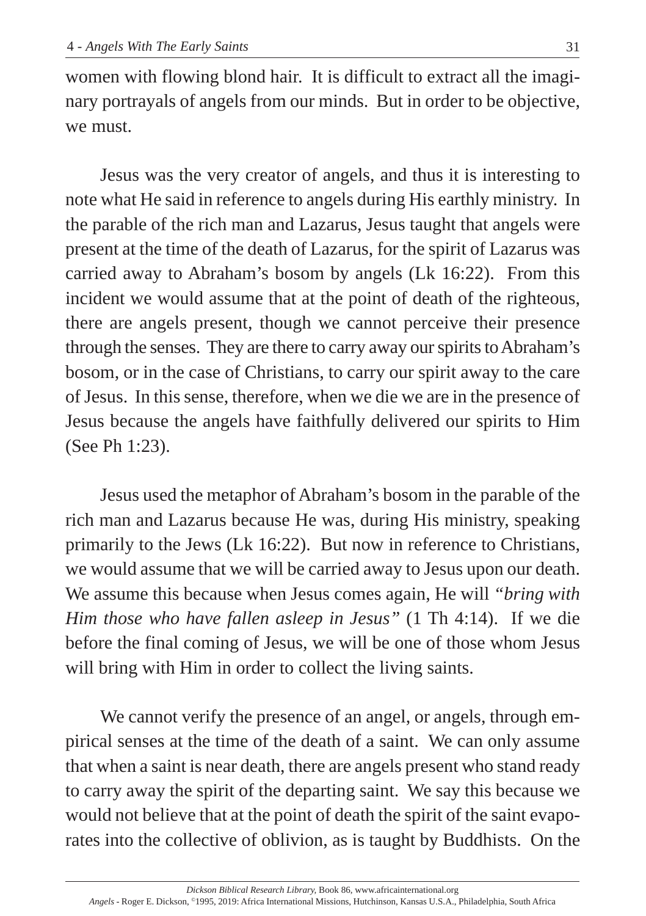women with flowing blond hair. It is difficult to extract all the imaginary portrayals of angels from our minds. But in order to be objective, we must.

Jesus was the very creator of angels, and thus it is interesting to note what He said in reference to angels during His earthly ministry. In the parable of the rich man and Lazarus, Jesus taught that angels were present at the time of the death of Lazarus, for the spirit of Lazarus was carried away to Abraham's bosom by angels (Lk 16:22). From this incident we would assume that at the point of death of the righteous, there are angels present, though we cannot perceive their presence through the senses. They are there to carry away our spirits to Abraham's bosom, or in the case of Christians, to carry our spirit away to the care of Jesus. In this sense, therefore, when we die we are in the presence of Jesus because the angels have faithfully delivered our spirits to Him (See Ph 1:23).

Jesus used the metaphor of Abraham's bosom in the parable of the rich man and Lazarus because He was, during His ministry, speaking primarily to the Jews (Lk 16:22). But now in reference to Christians, we would assume that we will be carried away to Jesus upon our death. We assume this because when Jesus comes again, He will *"bring with Him those who have fallen asleep in Jesus"* (1 Th 4:14). If we die before the final coming of Jesus, we will be one of those whom Jesus will bring with Him in order to collect the living saints.

We cannot verify the presence of an angel, or angels, through empirical senses at the time of the death of a saint. We can only assume that when a saint is near death, there are angels present who stand ready to carry away the spirit of the departing saint. We say this because we would not believe that at the point of death the spirit of the saint evaporates into the collective of oblivion, as is taught by Buddhists. On the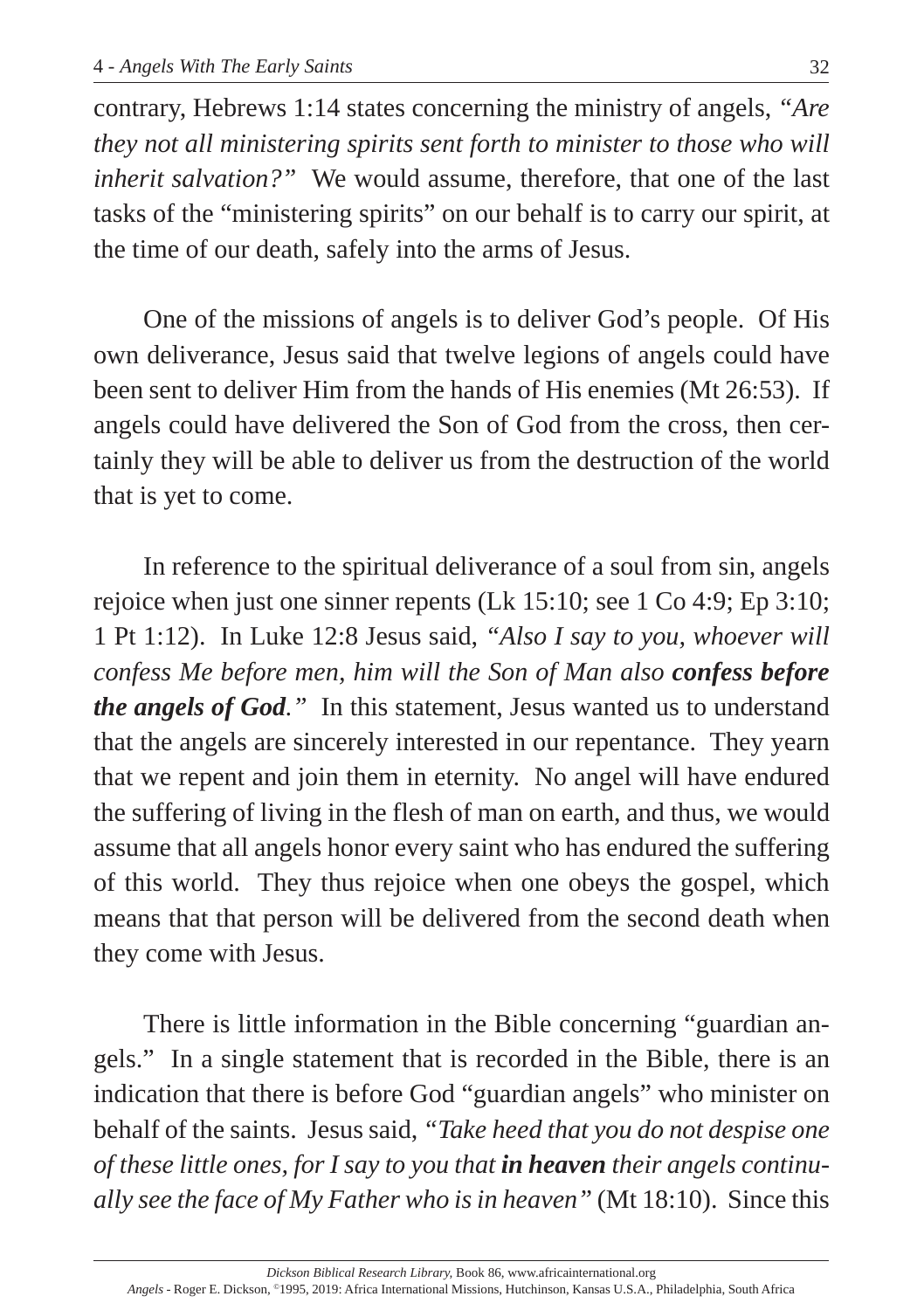contrary, Hebrews 1:14 states concerning the ministry of angels, *"Are they not all ministering spirits sent forth to minister to those who will inherit salvation?"* We would assume, therefore, that one of the last tasks of the "ministering spirits" on our behalf is to carry our spirit, at the time of our death, safely into the arms of Jesus.

One of the missions of angels is to deliver God's people. Of His own deliverance, Jesus said that twelve legions of angels could have been sent to deliver Him from the hands of His enemies (Mt 26:53). If angels could have delivered the Son of God from the cross, then certainly they will be able to deliver us from the destruction of the world that is yet to come.

In reference to the spiritual deliverance of a soul from sin, angels rejoice when just one sinner repents (Lk 15:10; see 1 Co 4:9; Ep 3:10; 1 Pt 1:12). In Luke 12:8 Jesus said, *"Also I say to you, whoever will confess Me before men, him will the Son of Man also **confess before the angels of God**."* In this statement, Jesus wanted us to understand that the angels are sincerely interested in our repentance. They yearn that we repent and join them in eternity. No angel will have endured the suffering of living in the flesh of man on earth, and thus, we would assume that all angels honor every saint who has endured the suffering of this world. They thus rejoice when one obeys the gospel, which means that that person will be delivered from the second death when they come with Jesus.

There is little information in the Bible concerning "guardian angels." In a single statement that is recorded in the Bible, there is an indication that there is before God "guardian angels" who minister on behalf of the saints. Jesus said, *"Take heed that you do not despise one of these little ones, for I say to you that **in heaven** their angels continually see the face of My Father who is in heaven"* (Mt 18:10). Since this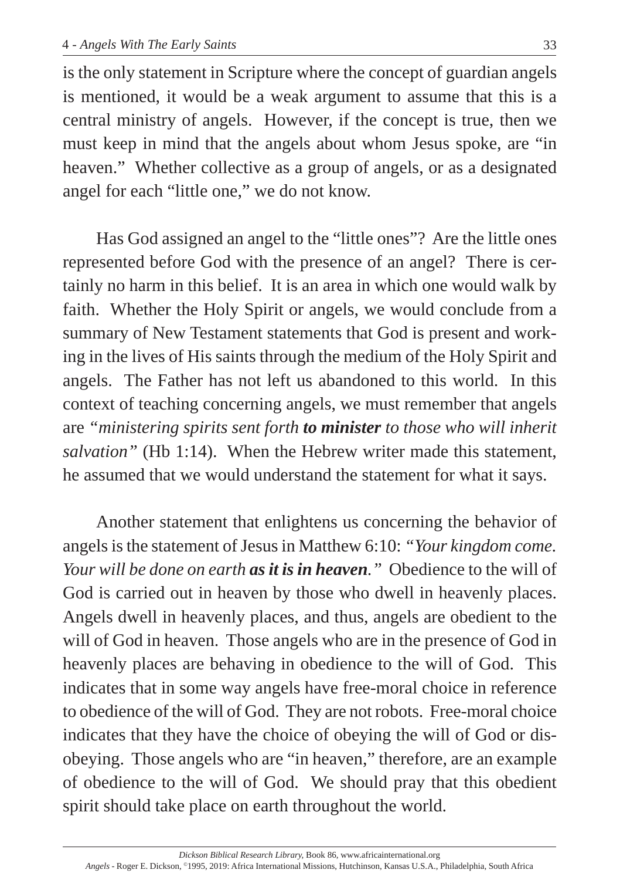is the only statement in Scripture where the concept of guardian angels is mentioned, it would be a weak argument to assume that this is a central ministry of angels. However, if the concept is true, then we must keep in mind that the angels about whom Jesus spoke, are "in heaven." Whether collective as a group of angels, or as a designated angel for each "little one," we do not know.

Has God assigned an angel to the "little ones"? Are the little ones represented before God with the presence of an angel? There is certainly no harm in this belief. It is an area in which one would walk by faith. Whether the Holy Spirit or angels, we would conclude from a summary of New Testament statements that God is present and working in the lives of His saints through the medium of the Holy Spirit and angels. The Father has not left us abandoned to this world. In this context of teaching concerning angels, we must remember that angels are *"ministering spirits sent forth* ***to minister*** *to those who will inherit salvation"* (Hb 1:14). When the Hebrew writer made this statement, he assumed that we would understand the statement for what it says.

Another statement that enlightens us concerning the behavior of angels is the statement of Jesus in Matthew 6:10: *"Your kingdom come. Your will be done on earth* ***as it is in heaven****."* Obedience to the will of God is carried out in heaven by those who dwell in heavenly places. Angels dwell in heavenly places, and thus, angels are obedient to the will of God in heaven. Those angels who are in the presence of God in heavenly places are behaving in obedience to the will of God. This indicates that in some way angels have free-moral choice in reference to obedience of the will of God. They are not robots. Free-moral choice indicates that they have the choice of obeying the will of God or disobeying. Those angels who are "in heaven," therefore, are an example of obedience to the will of God. We should pray that this obedient spirit should take place on earth throughout the world.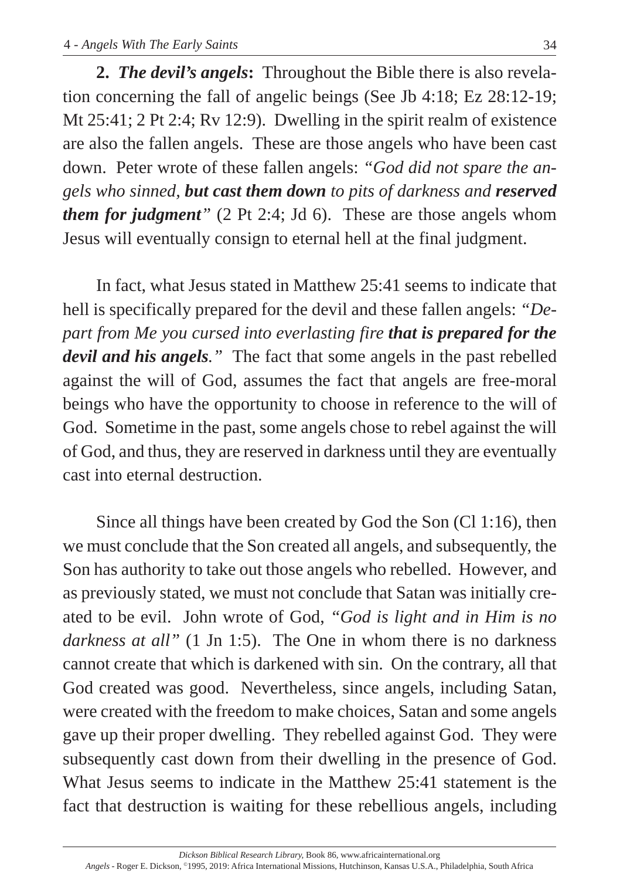**2. *The devil's angels*:** Throughout the Bible there is also revelation concerning the fall of angelic beings (See Jb 4:18; Ez 28:12-19; Mt 25:41; 2 Pt 2:4; Rv 12:9). Dwelling in the spirit realm of existence are also the fallen angels. These are those angels who have been cast down. Peter wrote of these fallen angels: *"God did not spare the angels who sinned, **but cast them down** to pits of darkness and **reserved them for judgment**"* (2 Pt 2:4; Jd 6). These are those angels whom Jesus will eventually consign to eternal hell at the final judgment.

In fact, what Jesus stated in Matthew 25:41 seems to indicate that hell is specifically prepared for the devil and these fallen angels: *"Depart from Me you cursed into everlasting fire **that is prepared for the devil and his angels**."* The fact that some angels in the past rebelled against the will of God, assumes the fact that angels are free-moral beings who have the opportunity to choose in reference to the will of God. Sometime in the past, some angels chose to rebel against the will of God, and thus, they are reserved in darkness until they are eventually cast into eternal destruction.

Since all things have been created by God the Son (Cl 1:16), then we must conclude that the Son created all angels, and subsequently, the Son has authority to take out those angels who rebelled. However, and as previously stated, we must not conclude that Satan was initially created to be evil. John wrote of God, *"God is light and in Him is no darkness at all"* (1 Jn 1:5). The One in whom there is no darkness cannot create that which is darkened with sin. On the contrary, all that God created was good. Nevertheless, since angels, including Satan, were created with the freedom to make choices, Satan and some angels gave up their proper dwelling. They rebelled against God. They were subsequently cast down from their dwelling in the presence of God. What Jesus seems to indicate in the Matthew 25:41 statement is the fact that destruction is waiting for these rebellious angels, including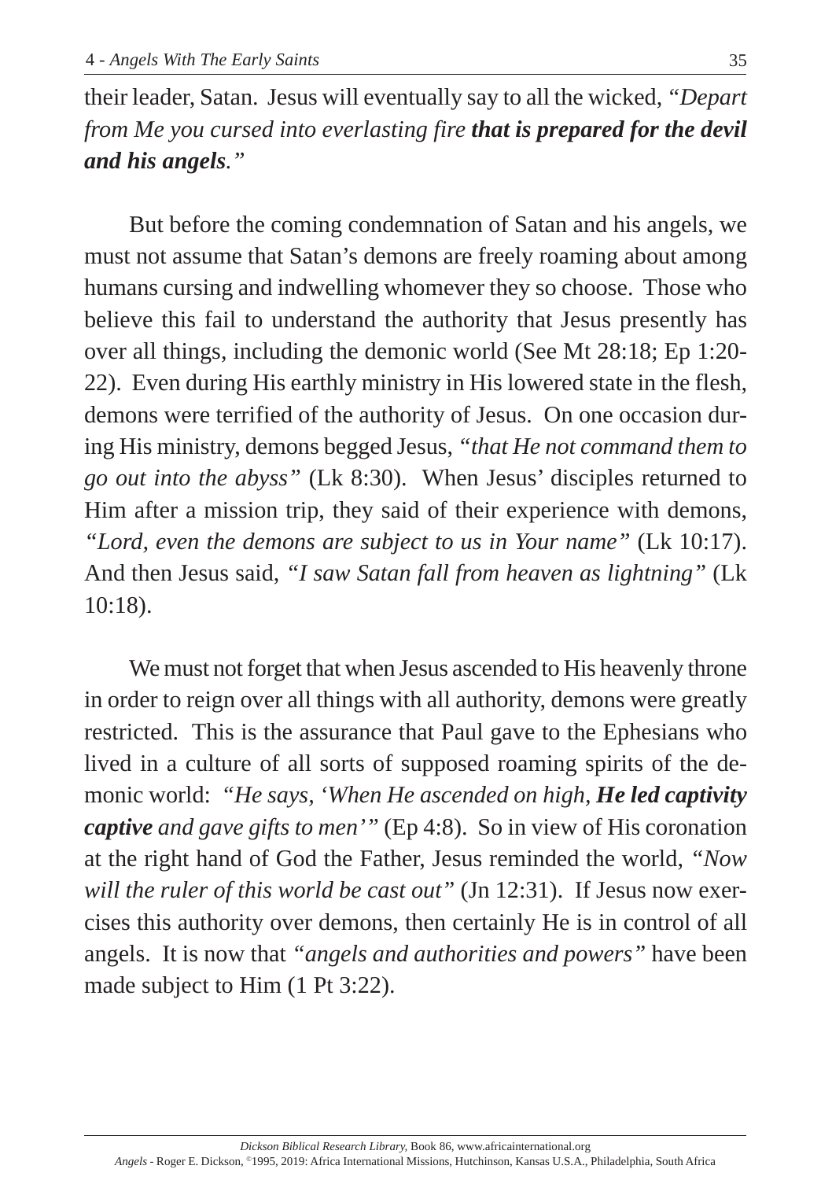their leader, Satan. Jesus will eventually say to all the wicked, *"Depart from Me you cursed into everlasting fire **that is prepared for the devil and his angels**."*

But before the coming condemnation of Satan and his angels, we must not assume that Satan's demons are freely roaming about among humans cursing and indwelling whomever they so choose. Those who believe this fail to understand the authority that Jesus presently has over all things, including the demonic world (See Mt 28:18; Ep 1:20-22). Even during His earthly ministry in His lowered state in the flesh, demons were terrified of the authority of Jesus. On one occasion during His ministry, demons begged Jesus, *"that He not command them to go out into the abyss"* (Lk 8:30). When Jesus' disciples returned to Him after a mission trip, they said of their experience with demons, *"Lord, even the demons are subject to us in Your name"* (Lk 10:17). And then Jesus said, *"I saw Satan fall from heaven as lightning"* (Lk 10:18).

We must not forget that when Jesus ascended to His heavenly throne in order to reign over all things with all authority, demons were greatly restricted. This is the assurance that Paul gave to the Ephesians who lived in a culture of all sorts of supposed roaming spirits of the demonic world: *"He says, 'When He ascended on high, **He led captivity captive** and gave gifts to men'"* (Ep 4:8). So in view of His coronation at the right hand of God the Father, Jesus reminded the world, *"Now will the ruler of this world be cast out"* (Jn 12:31). If Jesus now exercises this authority over demons, then certainly He is in control of all angels. It is now that *"angels and authorities and powers"* have been made subject to Him (1 Pt 3:22).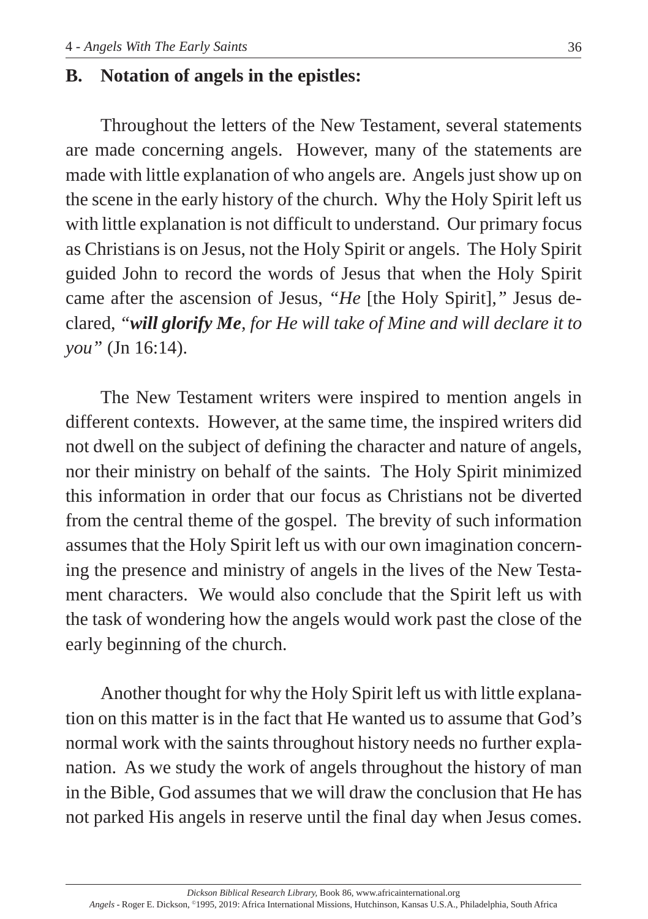## B. Notation of angels in the epistles:

Throughout the letters of the New Testament, several statements are made concerning angels. However, many of the statements are made with little explanation of who angels are. Angels just show up on the scene in the early history of the church. Why the Holy Spirit left us with little explanation is not difficult to understand. Our primary focus as Christians is on Jesus, not the Holy Spirit or angels. The Holy Spirit guided John to record the words of Jesus that when the Holy Spirit came after the ascension of Jesus, *"He* [the Holy Spirit]*,"* Jesus declared, *"**will glorify Me**, for He will take of Mine and will declare it to you"* (Jn 16:14).

The New Testament writers were inspired to mention angels in different contexts. However, at the same time, the inspired writers did not dwell on the subject of defining the character and nature of angels, nor their ministry on behalf of the saints. The Holy Spirit minimized this information in order that our focus as Christians not be diverted from the central theme of the gospel. The brevity of such information assumes that the Holy Spirit left us with our own imagination concerning the presence and ministry of angels in the lives of the New Testament characters. We would also conclude that the Spirit left us with the task of wondering how the angels would work past the close of the early beginning of the church.

Another thought for why the Holy Spirit left us with little explanation on this matter is in the fact that He wanted us to assume that God's normal work with the saints throughout history needs no further explanation. As we study the work of angels throughout the history of man in the Bible, God assumes that we will draw the conclusion that He has not parked His angels in reserve until the final day when Jesus comes.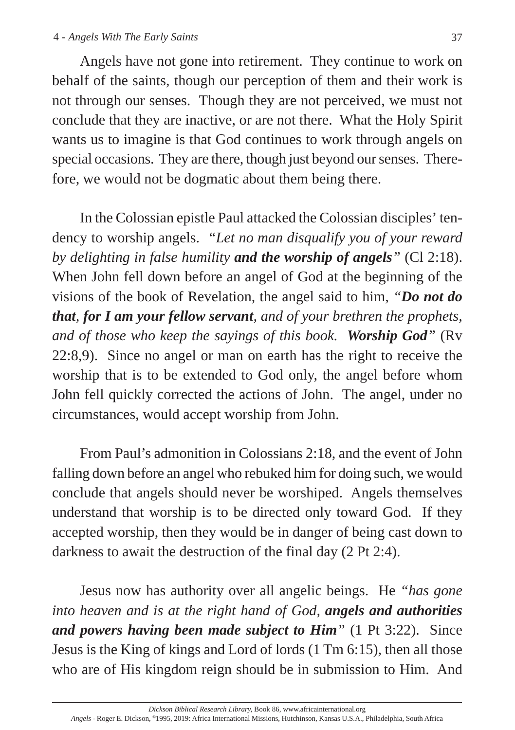Angels have not gone into retirement. They continue to work on behalf of the saints, though our perception of them and their work is not through our senses. Though they are not perceived, we must not conclude that they are inactive, or are not there. What the Holy Spirit wants us to imagine is that God continues to work through angels on special occasions. They are there, though just beyond our senses. Therefore, we would not be dogmatic about them being there.

In the Colossian epistle Paul attacked the Colossian disciples' tendency to worship angels. *"Let no man disqualify you of your reward by delighting in false humility **and the worship of angels**"* (Cl 2:18). When John fell down before an angel of God at the beginning of the visions of the book of Revelation, the angel said to him, *"**Do not do that**, **for I am your fellow servant**, and of your brethren the prophets, and of those who keep the sayings of this book. **Worship God**"* (Rv 22:8,9). Since no angel or man on earth has the right to receive the worship that is to be extended to God only, the angel before whom John fell quickly corrected the actions of John. The angel, under no circumstances, would accept worship from John.

From Paul's admonition in Colossians 2:18, and the event of John falling down before an angel who rebuked him for doing such, we would conclude that angels should never be worshiped. Angels themselves understand that worship is to be directed only toward God. If they accepted worship, then they would be in danger of being cast down to darkness to await the destruction of the final day (2 Pt 2:4).

Jesus now has authority over all angelic beings. He *"has gone into heaven and is at the right hand of God, **angels and authorities and powers having been made subject to Him**"* (1 Pt 3:22). Since Jesus is the King of kings and Lord of lords (1 Tm 6:15), then all those who are of His kingdom reign should be in submission to Him. And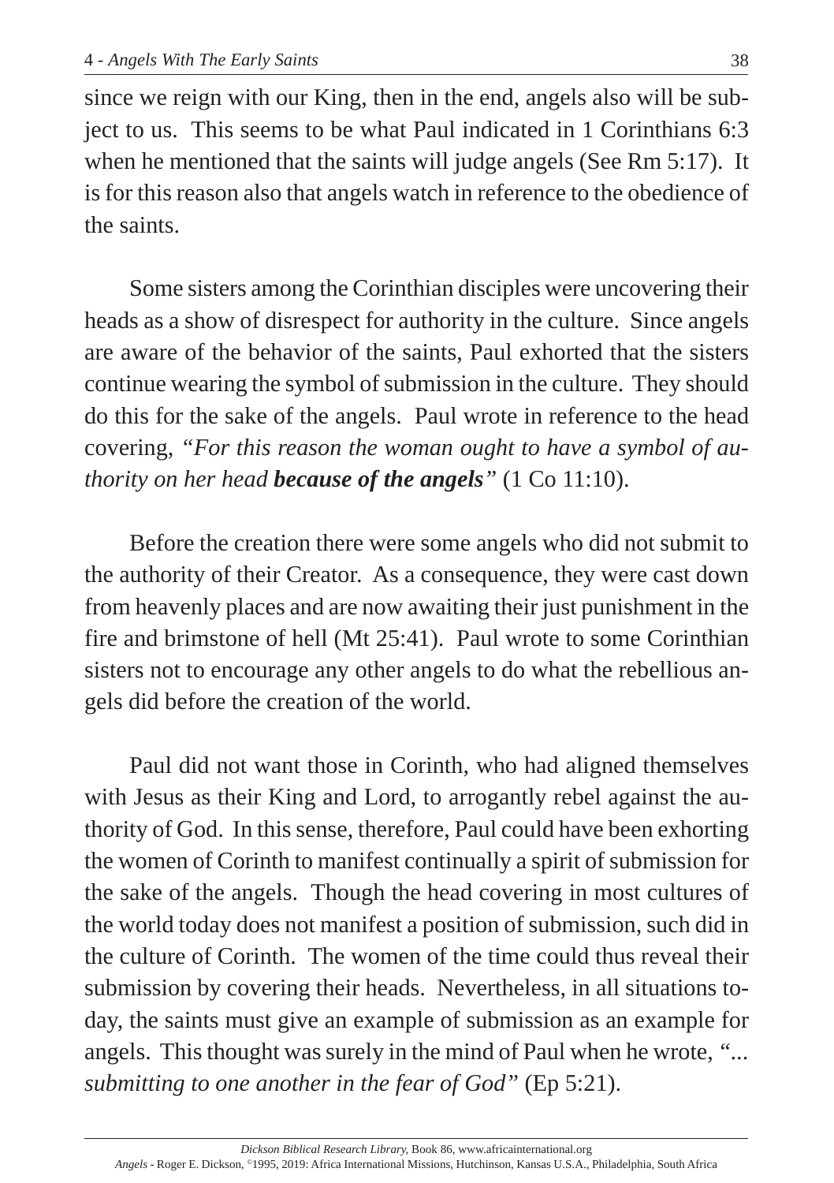since we reign with our King, then in the end, angels also will be subject to us. This seems to be what Paul indicated in 1 Corinthians 6:3 when he mentioned that the saints will judge angels (See Rm 5:17). It is for this reason also that angels watch in reference to the obedience of the saints.

Some sisters among the Corinthian disciples were uncovering their heads as a show of disrespect for authority in the culture. Since angels are aware of the behavior of the saints, Paul exhorted that the sisters continue wearing the symbol of submission in the culture. They should do this for the sake of the angels. Paul wrote in reference to the head covering, *"For this reason the woman ought to have a symbol of authority on her head **because of the angels**"* (1 Co 11:10).

Before the creation there were some angels who did not submit to the authority of their Creator. As a consequence, they were cast down from heavenly places and are now awaiting their just punishment in the fire and brimstone of hell (Mt 25:41). Paul wrote to some Corinthian sisters not to encourage any other angels to do what the rebellious angels did before the creation of the world.

Paul did not want those in Corinth, who had aligned themselves with Jesus as their King and Lord, to arrogantly rebel against the authority of God. In this sense, therefore, Paul could have been exhorting the women of Corinth to manifest continually a spirit of submission for the sake of the angels. Though the head covering in most cultures of the world today does not manifest a position of submission, such did in the culture of Corinth. The women of the time could thus reveal their submission by covering their heads. Nevertheless, in all situations today, the saints must give an example of submission as an example for angels. This thought was surely in the mind of Paul when he wrote, *"... submitting to one another in the fear of God"* (Ep 5:21).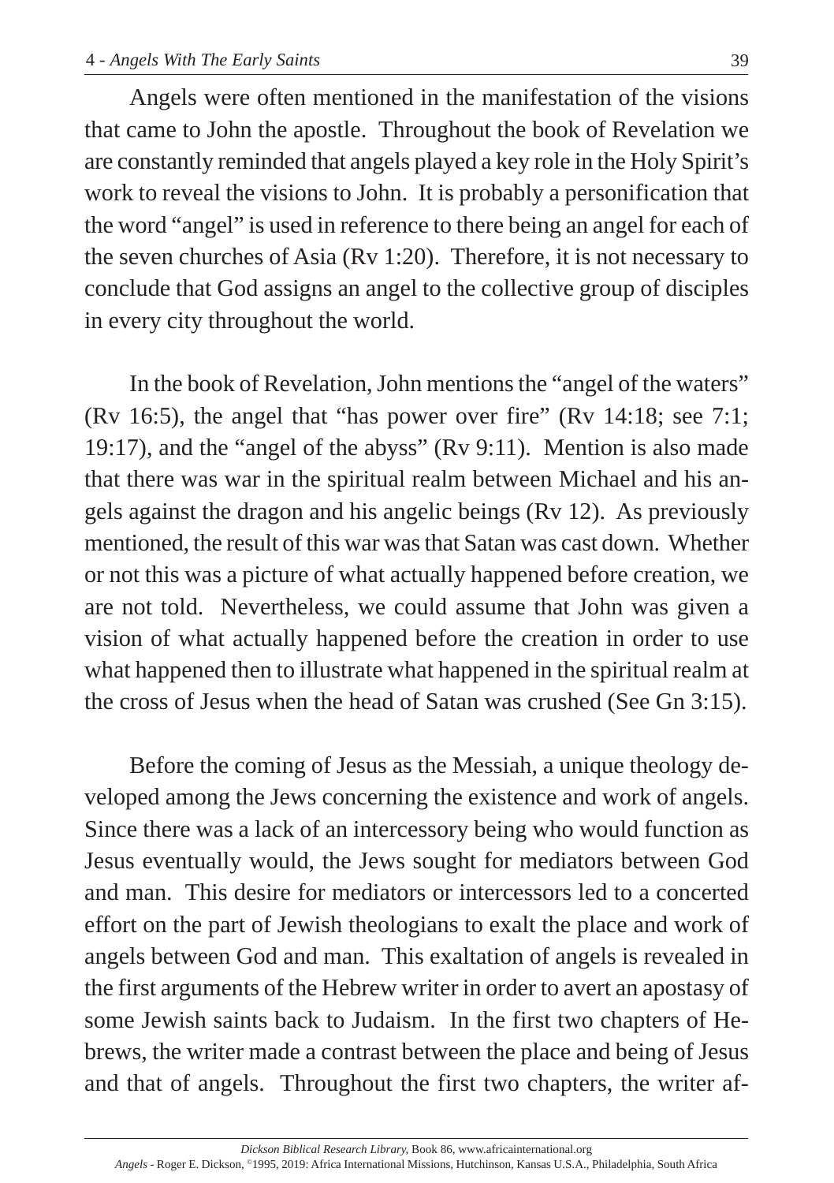Angels were often mentioned in the manifestation of the visions that came to John the apostle. Throughout the book of Revelation we are constantly reminded that angels played a key role in the Holy Spirit's work to reveal the visions to John. It is probably a personification that the word "angel" is used in reference to there being an angel for each of the seven churches of Asia (Rv 1:20). Therefore, it is not necessary to conclude that God assigns an angel to the collective group of disciples in every city throughout the world.

In the book of Revelation, John mentions the "angel of the waters" (Rv 16:5), the angel that "has power over fire" (Rv 14:18; see 7:1; 19:17), and the "angel of the abyss" (Rv 9:11). Mention is also made that there was war in the spiritual realm between Michael and his angels against the dragon and his angelic beings (Rv 12). As previously mentioned, the result of this war was that Satan was cast down. Whether or not this was a picture of what actually happened before creation, we are not told. Nevertheless, we could assume that John was given a vision of what actually happened before the creation in order to use what happened then to illustrate what happened in the spiritual realm at the cross of Jesus when the head of Satan was crushed (See Gn 3:15).

Before the coming of Jesus as the Messiah, a unique theology developed among the Jews concerning the existence and work of angels. Since there was a lack of an intercessory being who would function as Jesus eventually would, the Jews sought for mediators between God and man. This desire for mediators or intercessors led to a concerted effort on the part of Jewish theologians to exalt the place and work of angels between God and man. This exaltation of angels is revealed in the first arguments of the Hebrew writer in order to avert an apostasy of some Jewish saints back to Judaism. In the first two chapters of Hebrews, the writer made a contrast between the place and being of Jesus and that of angels. Throughout the first two chapters, the writer af-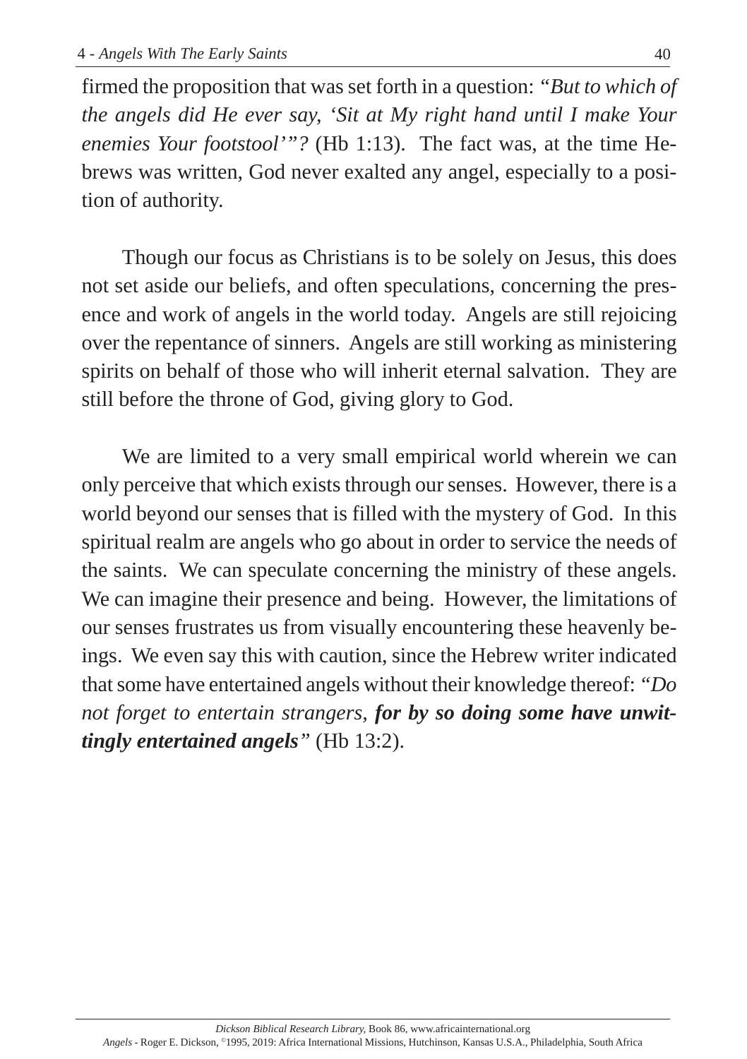firmed the proposition that was set forth in a question: *"But to which of the angels did He ever say, 'Sit at My right hand until I make Your enemies Your footstool'"?* (Hb 1:13). The fact was, at the time Hebrews was written, God never exalted any angel, especially to a position of authority.

Though our focus as Christians is to be solely on Jesus, this does not set aside our beliefs, and often speculations, concerning the presence and work of angels in the world today. Angels are still rejoicing over the repentance of sinners. Angels are still working as ministering spirits on behalf of those who will inherit eternal salvation. They are still before the throne of God, giving glory to God.

We are limited to a very small empirical world wherein we can only perceive that which exists through our senses. However, there is a world beyond our senses that is filled with the mystery of God. In this spiritual realm are angels who go about in order to service the needs of the saints. We can speculate concerning the ministry of these angels. We can imagine their presence and being. However, the limitations of our senses frustrates us from visually encountering these heavenly beings. We even say this with caution, since the Hebrew writer indicated that some have entertained angels without their knowledge thereof: *"Do not forget to entertain strangers, **for by so doing some have unwittingly entertained angels**"* (Hb 13:2).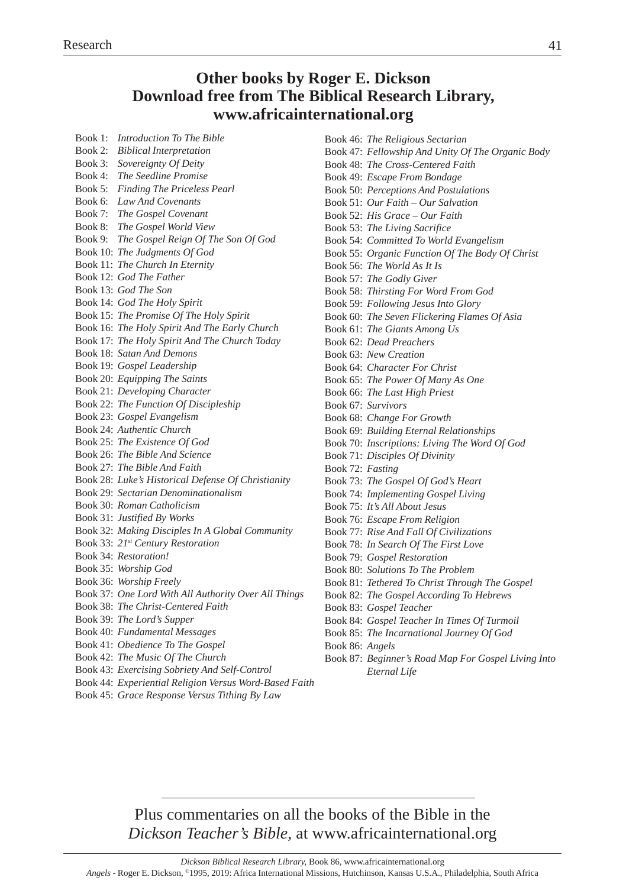## Other books by Roger E. Dickson
## Download free from The Biblical Research Library, www.africainternational.org

Book 1: *Introduction To The Bible*
Book 2: *Biblical Interpretation*
Book 3: *Sovereignty Of Deity*
Book 4: *The Seedline Promise*
Book 5: *Finding The Priceless Pearl*
Book 6: *Law And Covenants*
Book 7: *The Gospel Covenant*
Book 8: *The Gospel World View*
Book 9: *The Gospel Reign Of The Son Of God*
Book 10: *The Judgments Of God*
Book 11: *The Church In Eternity*
Book 12: *God The Father*
Book 13: *God The Son*
Book 14: *God The Holy Spirit*
Book 15: *The Promise Of The Holy Spirit*
Book 16: *The Holy Spirit And The Early Church*
Book 17: *The Holy Spirit And The Church Today*
Book 18: *Satan And Demons*
Book 19: *Gospel Leadership*
Book 20: *Equipping The Saints*
Book 21: *Developing Character*
Book 22: *The Function Of Discipleship*
Book 23: *Gospel Evangelism*
Book 24: *Authentic Church*
Book 25: *The Existence Of God*
Book 26: *The Bible And Science*
Book 27: *The Bible And Faith*
Book 28: *Luke's Historical Defense Of Christianity*
Book 29: *Sectarian Denominationalism*
Book 30: *Roman Catholicism*
Book 31: *Justified By Works*
Book 32: *Making Disciples In A Global Community*
Book 33: *21st Century Restoration*
Book 34: *Restoration!*
Book 35: *Worship God*
Book 36: *Worship Freely*
Book 37: *One Lord With All Authority Over All Things*
Book 38: *The Christ-Centered Faith*
Book 39: *The Lord's Supper*
Book 40: *Fundamental Messages*
Book 41: *Obedience To The Gospel*
Book 42: *The Music Of The Church*
Book 43: *Exercising Sobriety And Self-Control*
Book 44: *Experiential Religion Versus Word-Based Faith*
Book 45: *Grace Response Versus Tithing By Law*
Book 46: *The Religious Sectarian*
Book 47: *Fellowship And Unity Of The Organic Body*
Book 48: *The Cross-Centered Faith*
Book 49: *Escape From Bondage*
Book 50: *Perceptions And Postulations*
Book 51: *Our Faith – Our Salvation*
Book 52: *His Grace – Our Faith*
Book 53: *The Living Sacrifice*
Book 54: *Committed To World Evangelism*
Book 55: *Organic Function Of The Body Of Christ*
Book 56: *The World As It Is*
Book 57: *The Godly Giver*
Book 58: *Thirsting For Word From God*
Book 59: *Following Jesus Into Glory*
Book 60: *The Seven Flickering Flames Of Asia*
Book 61: *The Giants Among Us*
Book 62: *Dead Preachers*
Book 63: *New Creation*
Book 64: *Character For Christ*
Book 65: *The Power Of Many As One*
Book 66: *The Last High Priest*
Book 67: *Survivors*
Book 68: *Change For Growth*
Book 69: *Building Eternal Relationships*
Book 70: *Inscriptions: Living The Word Of God*
Book 71: *Disciples Of Divinity*
Book 72: *Fasting*
Book 73: *The Gospel Of God's Heart*
Book 74: *Implementing Gospel Living*
Book 75: *It's All About Jesus*
Book 76: *Escape From Religion*
Book 77: *Rise And Fall Of Civilizations*
Book 78: *In Search Of The First Love*
Book 79: *Gospel Restoration*
Book 80: *Solutions To The Problem*
Book 81: *Tethered To Christ Through The Gospel*
Book 82: *The Gospel According To Hebrews*
Book 83: *Gospel Teacher*
Book 84: *Gospel Teacher In Times Of Turmoil*
Book 85: *The Incarnational Journey Of God*
Book 86: *Angels*
Book 87: *Beginner's Road Map For Gospel Living Into Eternal Life*

---

Plus commentaries on all the books of the Bible in the *Dickson Teacher's Bible*, at www.africainternational.org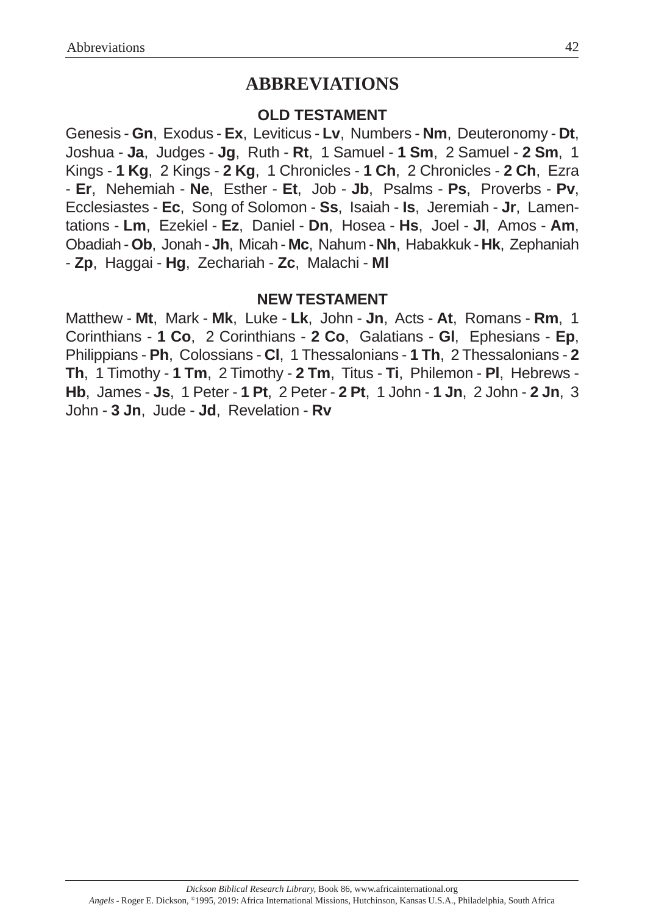# ABBREVIATIONS

## OLD TESTAMENT

Genesis - **Gn**, Exodus - **Ex**, Leviticus - **Lv**, Numbers - **Nm**, Deuteronomy - **Dt**, Joshua - **Ja**, Judges - **Jg**, Ruth - **Rt**, 1 Samuel - **1 Sm**, 2 Samuel - **2 Sm**, 1 Kings - **1 Kg**, 2 Kings - **2 Kg**, 1 Chronicles - **1 Ch**, 2 Chronicles - **2 Ch**, Ezra - **Er**, Nehemiah - **Ne**, Esther - **Et**, Job - **Jb**, Psalms - **Ps**, Proverbs - **Pv**, Ecclesiastes - **Ec**, Song of Solomon - **Ss**, Isaiah - **Is**, Jeremiah - **Jr**, Lamentations - **Lm**, Ezekiel - **Ez**, Daniel - **Dn**, Hosea - **Hs**, Joel - **Jl**, Amos - **Am**, Obadiah - **Ob**, Jonah - **Jh**, Micah - **Mc**, Nahum - **Nh**, Habakkuk - **Hk**, Zephaniah - **Zp**, Haggai - **Hg**, Zechariah - **Zc**, Malachi - **Ml**

## NEW TESTAMENT

Matthew - **Mt**, Mark - **Mk**, Luke - **Lk**, John - **Jn**, Acts - **At**, Romans - **Rm**, 1 Corinthians - **1 Co**, 2 Corinthians - **2 Co**, Galatians - **Gl**, Ephesians - **Ep**, Philippians - **Ph**, Colossians - **Cl**, 1 Thessalonians - **1 Th**, 2 Thessalonians - **2 Th**, 1 Timothy - **1 Tm**, 2 Timothy - **2 Tm**, Titus - **Ti**, Philemon - **Pl**, Hebrews - **Hb**, James - **Js**, 1 Peter - **1 Pt**, 2 Peter - **2 Pt**, 1 John - **1 Jn**, 2 John - **2 Jn**, 3 John - **3 Jn**, Jude - **Jd**, Revelation - **Rv**